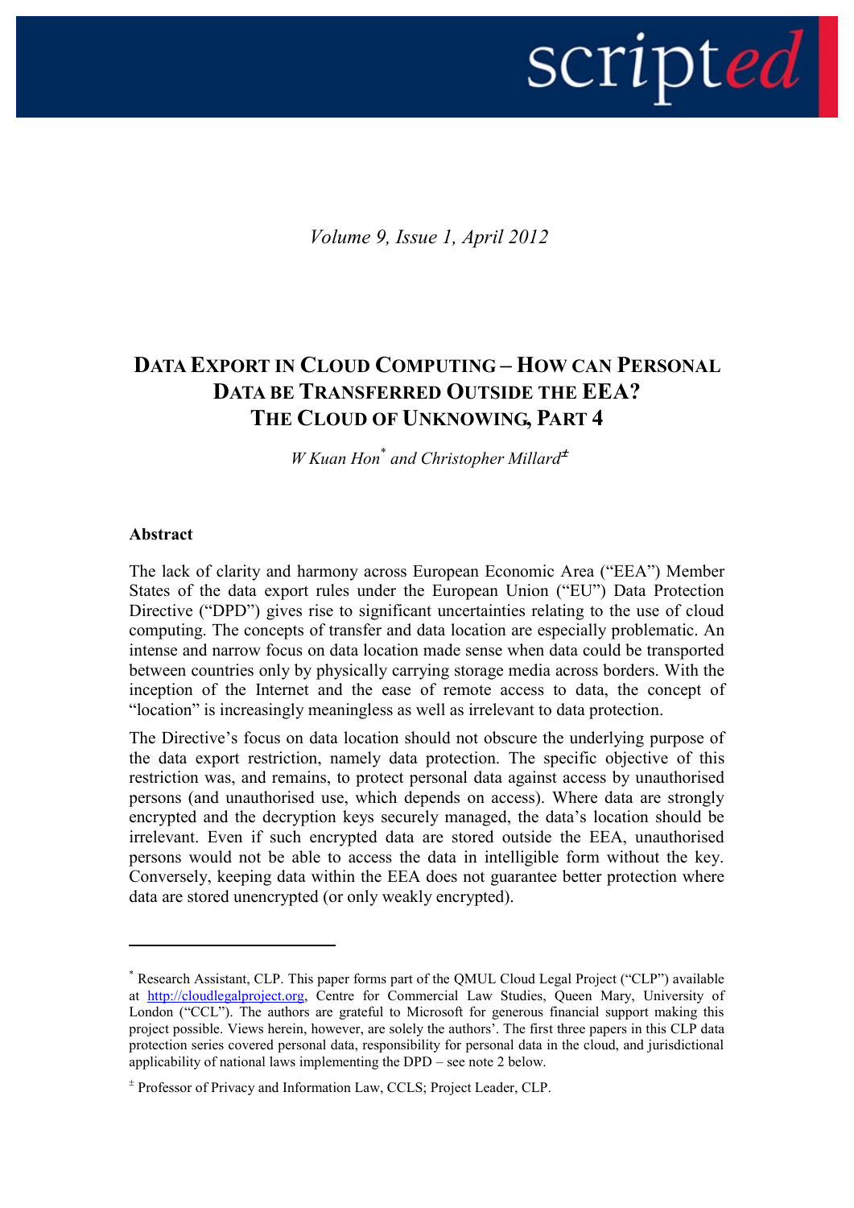*Volume 9, Issue 1, April 2012*

# DATA EXPORT IN CLOUD COMPUTING – HOW CAN PERSONAL DATA BE TRANSFERRED OUTSIDE THE EEA? THE CLOUD OF UNKNOWING, PART 4

*W Kuan Hon*[*] *and Christopher Millard*[±]

**Abstract**

The lack of clarity and harmony across European Economic Area ("EEA") Member States of the data export rules under the European Union ("EU") Data Protection Directive ("DPD") gives rise to significant uncertainties relating to the use of cloud computing. The concepts of transfer and data location are especially problematic. An intense and narrow focus on data location made sense when data could be transported between countries only by physically carrying storage media across borders. With the inception of the Internet and the ease of remote access to data, the concept of "location" is increasingly meaningless as well as irrelevant to data protection.

The Directive's focus on data location should not obscure the underlying purpose of the data export restriction, namely data protection. The specific objective of this restriction was, and remains, to protect personal data against access by unauthorised persons (and unauthorised use, which depends on access). Where data are strongly encrypted and the decryption keys securely managed, the data's location should be irrelevant. Even if such encrypted data are stored outside the EEA, unauthorised persons would not be able to access the data in intelligible form without the key. Conversely, keeping data within the EEA does not guarantee better protection where data are stored unencrypted (or only weakly encrypted).

---

[*] Research Assistant, CLP. This paper forms part of the QMUL Cloud Legal Project ("CLP") available at http://cloudlegalproject.org, Centre for Commercial Law Studies, Queen Mary, University of London ("CCL"). The authors are grateful to Microsoft for generous financial support making this project possible. Views herein, however, are solely the authors'. The first three papers in this CLP data protection series covered personal data, responsibility for personal data in the cloud, and jurisdictional applicability of national laws implementing the DPD – see note 2 below.

[±] Professor of Privacy and Information Law, CCLS; Project Leader, CLP.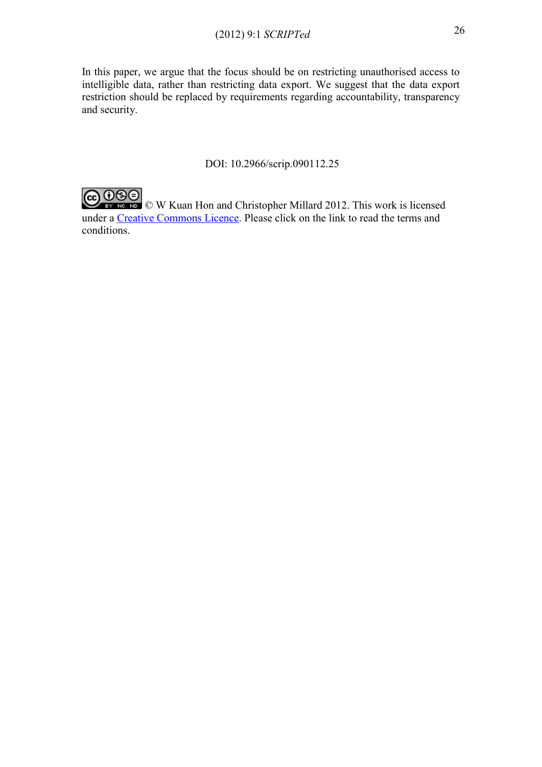In this paper, we argue that the focus should be on restricting unauthorised access to intelligible data, rather than restricting data export. We suggest that the data export restriction should be replaced by requirements regarding accountability, transparency and security.

DOI: 10.2966/scrip.090112.25

© W Kuan Hon and Christopher Millard 2012. This work is licensed under a Creative Commons Licence. Please click on the link to read the terms and conditions.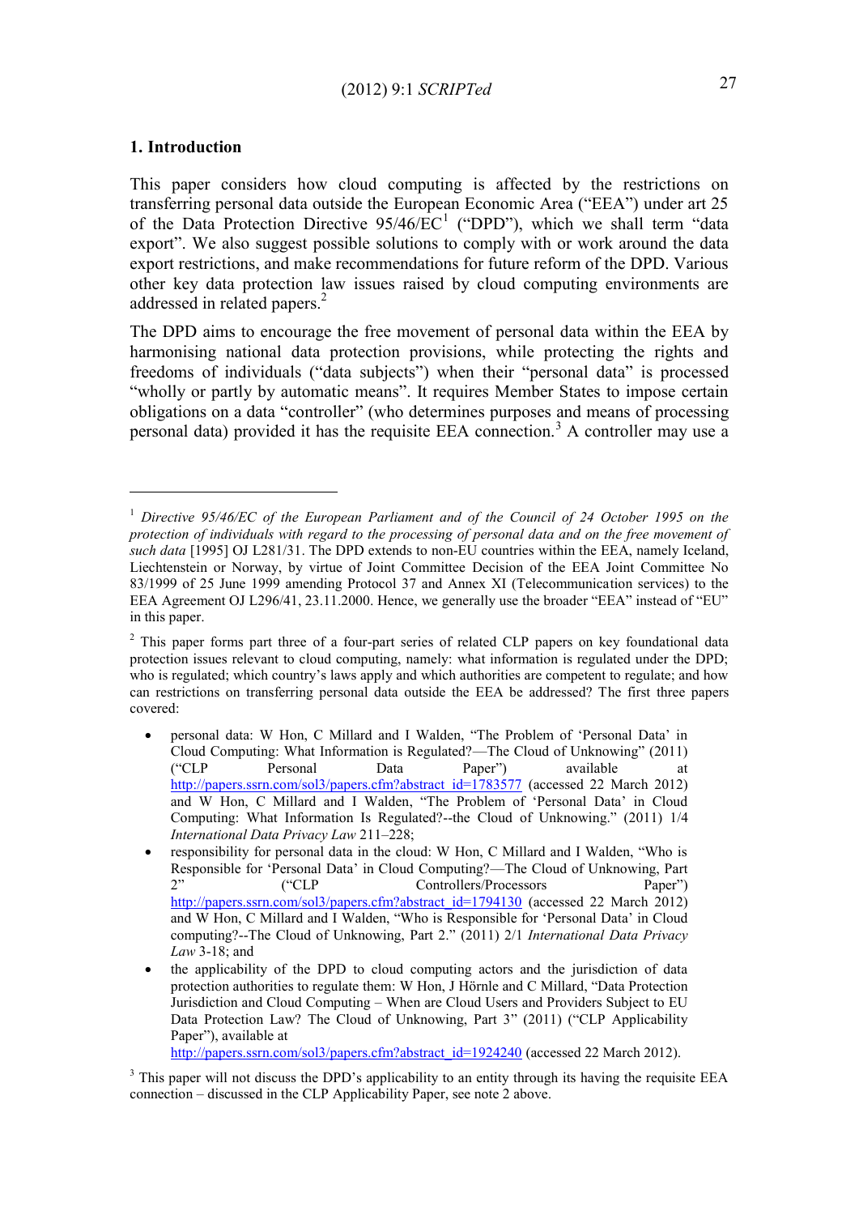## 1. Introduction

This paper considers how cloud computing is affected by the restrictions on transferring personal data outside the European Economic Area ("EEA") under art 25 of the Data Protection Directive 95/46/EC[1] ("DPD"), which we shall term "data export". We also suggest possible solutions to comply with or work around the data export restrictions, and make recommendations for future reform of the DPD. Various other key data protection law issues raised by cloud computing environments are addressed in related papers.[2]

The DPD aims to encourage the free movement of personal data within the EEA by harmonising national data protection provisions, while protecting the rights and freedoms of individuals ("data subjects") when their "personal data" is processed "wholly or partly by automatic means". It requires Member States to impose certain obligations on a data "controller" (who determines purposes and means of processing personal data) provided it has the requisite EEA connection.[3] A controller may use a

---

[1] *Directive 95/46/EC of the European Parliament and of the Council of 24 October 1995 on the protection of individuals with regard to the processing of personal data and on the free movement of such data* [1995] OJ L281/31. The DPD extends to non-EU countries within the EEA, namely Iceland, Liechtenstein or Norway, by virtue of Joint Committee Decision of the EEA Joint Committee No 83/1999 of 25 June 1999 amending Protocol 37 and Annex XI (Telecommunication services) to the EEA Agreement OJ L296/41, 23.11.2000. Hence, we generally use the broader "EEA" instead of "EU" in this paper.

[2] This paper forms part three of a four-part series of related CLP papers on key foundational data protection issues relevant to cloud computing, namely: what information is regulated under the DPD; who is regulated; which country's laws apply and which authorities are competent to regulate; and how can restrictions on transferring personal data outside the EEA be addressed? The first three papers covered:

- personal data: W Hon, C Millard and I Walden, "The Problem of 'Personal Data' in Cloud Computing: What Information is Regulated?—The Cloud of Unknowing" (2011) ("CLP Personal Data Paper") available at http://papers.ssrn.com/sol3/papers.cfm?abstract_id=1783577 (accessed 22 March 2012) and W Hon, C Millard and I Walden, "The Problem of 'Personal Data' in Cloud Computing: What Information Is Regulated?--the Cloud of Unknowing." (2011) 1/4 *International Data Privacy Law* 211–228;
- responsibility for personal data in the cloud: W Hon, C Millard and I Walden, "Who is Responsible for 'Personal Data' in Cloud Computing?—The Cloud of Unknowing, Part 2" ("CLP Controllers/Processors Paper") http://papers.ssrn.com/sol3/papers.cfm?abstract_id=1794130 (accessed 22 March 2012) and W Hon, C Millard and I Walden, "Who is Responsible for 'Personal Data' in Cloud computing?--The Cloud of Unknowing, Part 2." (2011) 2/1 *International Data Privacy Law* 3-18; and
- the applicability of the DPD to cloud computing actors and the jurisdiction of data protection authorities to regulate them: W Hon, J Hörnle and C Millard, "Data Protection Jurisdiction and Cloud Computing – When are Cloud Users and Providers Subject to EU Data Protection Law? The Cloud of Unknowing, Part 3" (2011) ("CLP Applicability Paper"), available at http://papers.ssrn.com/sol3/papers.cfm?abstract_id=1924240 (accessed 22 March 2012).

[3] This paper will not discuss the DPD's applicability to an entity through its having the requisite EEA connection – discussed in the CLP Applicability Paper, see note 2 above.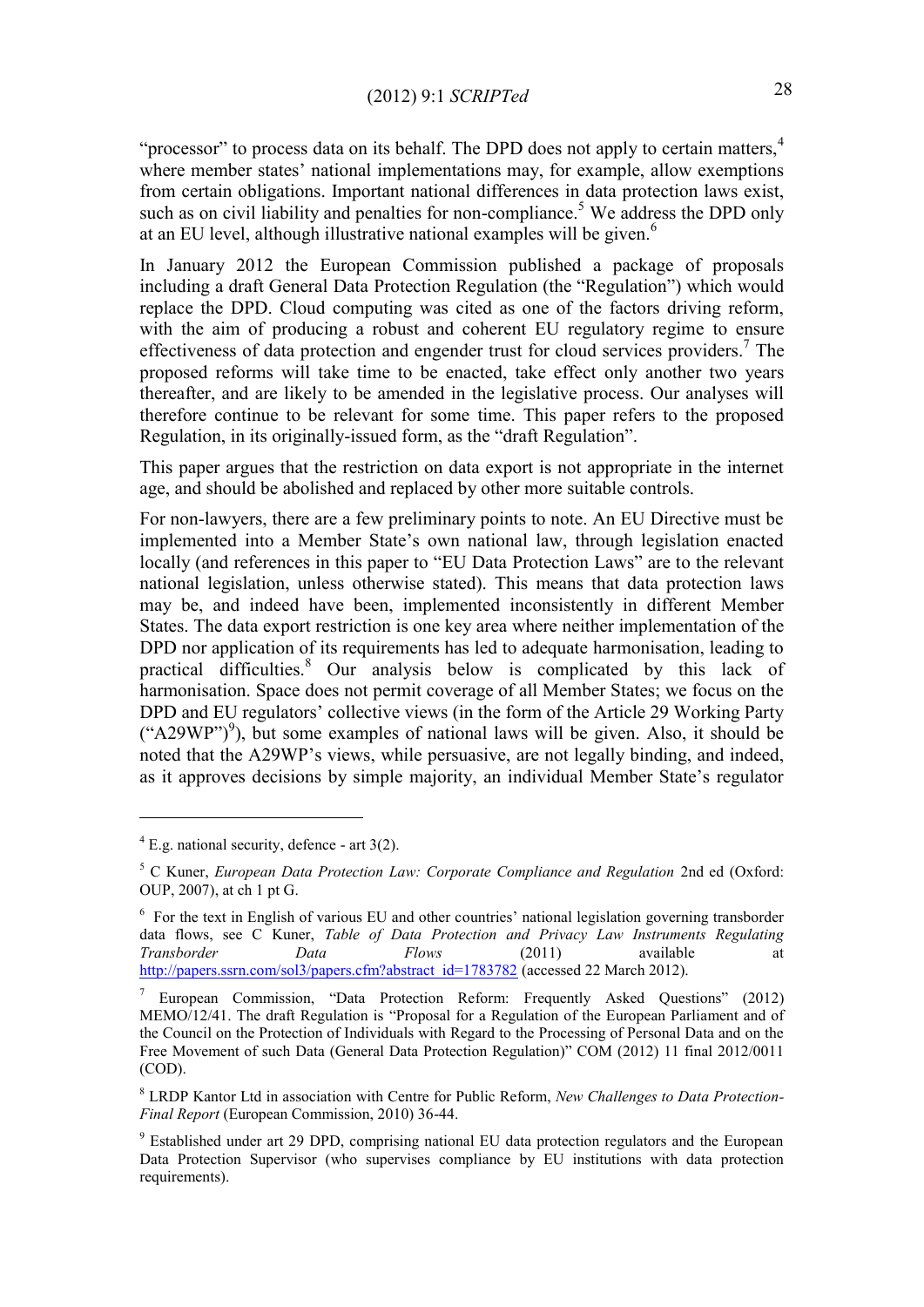"processor" to process data on its behalf. The DPD does not apply to certain matters,[4] where member states' national implementations may, for example, allow exemptions from certain obligations. Important national differences in data protection laws exist, such as on civil liability and penalties for non-compliance.[5] We address the DPD only at an EU level, although illustrative national examples will be given.[6]

In January 2012 the European Commission published a package of proposals including a draft General Data Protection Regulation (the "Regulation") which would replace the DPD. Cloud computing was cited as one of the factors driving reform, with the aim of producing a robust and coherent EU regulatory regime to ensure effectiveness of data protection and engender trust for cloud services providers.[7] The proposed reforms will take time to be enacted, take effect only another two years thereafter, and are likely to be amended in the legislative process. Our analyses will therefore continue to be relevant for some time. This paper refers to the proposed Regulation, in its originally-issued form, as the "draft Regulation".

This paper argues that the restriction on data export is not appropriate in the internet age, and should be abolished and replaced by other more suitable controls.

For non-lawyers, there are a few preliminary points to note. An EU Directive must be implemented into a Member State's own national law, through legislation enacted locally (and references in this paper to "EU Data Protection Laws" are to the relevant national legislation, unless otherwise stated). This means that data protection laws may be, and indeed have been, implemented inconsistently in different Member States. The data export restriction is one key area where neither implementation of the DPD nor application of its requirements has led to adequate harmonisation, leading to practical difficulties.[8] Our analysis below is complicated by this lack of harmonisation. Space does not permit coverage of all Member States; we focus on the DPD and EU regulators' collective views (in the form of the Article 29 Working Party ("A29WP")[9]), but some examples of national laws will be given. Also, it should be noted that the A29WP's views, while persuasive, are not legally binding, and indeed, as it approves decisions by simple majority, an individual Member State's regulator

---

[4] E.g. national security, defence - art 3(2).

[5] C Kuner, *European Data Protection Law: Corporate Compliance and Regulation* 2nd ed (Oxford: OUP, 2007), at ch 1 pt G.

[6] For the text in English of various EU and other countries' national legislation governing transborder data flows, see C Kuner, *Table of Data Protection and Privacy Law Instruments Regulating Transborder Data Flows* (2011) available at http://papers.ssrn.com/sol3/papers.cfm?abstract_id=1783782 (accessed 22 March 2012).

[7] European Commission, "Data Protection Reform: Frequently Asked Questions" (2012) MEMO/12/41. The draft Regulation is "Proposal for a Regulation of the European Parliament and of the Council on the Protection of Individuals with Regard to the Processing of Personal Data and on the Free Movement of such Data (General Data Protection Regulation)" COM (2012) 11 final 2012/0011 (COD).

[8] LRDP Kantor Ltd in association with Centre for Public Reform, *New Challenges to Data Protection-Final Report* (European Commission, 2010) 36-44.

[9] Established under art 29 DPD, comprising national EU data protection regulators and the European Data Protection Supervisor (who supervises compliance by EU institutions with data protection requirements).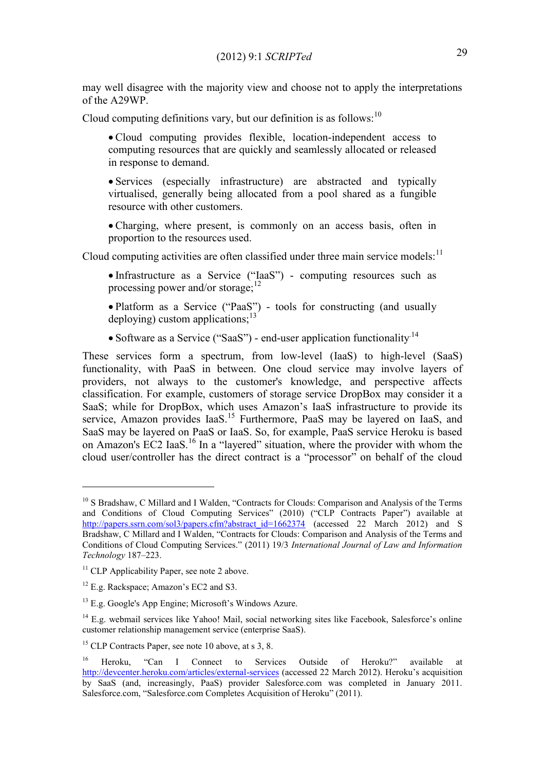may well disagree with the majority view and choose not to apply the interpretations of the A29WP.

Cloud computing definitions vary, but our definition is as follows:[10]

- Cloud computing provides flexible, location-independent access to computing resources that are quickly and seamlessly allocated or released in response to demand.
- Services (especially infrastructure) are abstracted and typically virtualised, generally being allocated from a pool shared as a fungible resource with other customers.
- Charging, where present, is commonly on an access basis, often in proportion to the resources used.

Cloud computing activities are often classified under three main service models:[11]

- Infrastructure as a Service ("IaaS") - computing resources such as processing power and/or storage;[12]
- Platform as a Service ("PaaS") - tools for constructing (and usually deploying) custom applications;[13]
- Software as a Service ("SaaS") - end-user application functionality.[14]

These services form a spectrum, from low-level (IaaS) to high-level (SaaS) functionality, with PaaS in between. One cloud service may involve layers of providers, not always to the customer's knowledge, and perspective affects classification. For example, customers of storage service DropBox may consider it a SaaS; while for DropBox, which uses Amazon's IaaS infrastructure to provide its service, Amazon provides IaaS.[15] Furthermore, PaaS may be layered on IaaS, and SaaS may be layered on PaaS or IaaS. So, for example, PaaS service Heroku is based on Amazon's EC2 IaaS.[16] In a "layered" situation, where the provider with whom the cloud user/controller has the direct contract is a "processor" on behalf of the cloud

---

[10] S Bradshaw, C Millard and I Walden, "Contracts for Clouds: Comparison and Analysis of the Terms and Conditions of Cloud Computing Services" (2010) ("CLP Contracts Paper") available at http://papers.ssrn.com/sol3/papers.cfm?abstract_id=1662374 (accessed 22 March 2012) and S Bradshaw, C Millard and I Walden, "Contracts for Clouds: Comparison and Analysis of the Terms and Conditions of Cloud Computing Services." (2011) 19/3 *International Journal of Law and Information Technology* 187–223.

[11] CLP Applicability Paper, see note 2 above.

[12] E.g. Rackspace; Amazon's EC2 and S3.

[13] E.g. Google's App Engine; Microsoft's Windows Azure.

[14] E.g. webmail services like Yahoo! Mail, social networking sites like Facebook, Salesforce's online customer relationship management service (enterprise SaaS).

[15] CLP Contracts Paper, see note 10 above, at s 3, 8.

[16] Heroku, "Can I Connect to Services Outside of Heroku?" available at http://devcenter.heroku.com/articles/external-services (accessed 22 March 2012). Heroku's acquisition by SaaS (and, increasingly, PaaS) provider Salesforce.com was completed in January 2011. Salesforce.com, "Salesforce.com Completes Acquisition of Heroku" (2011).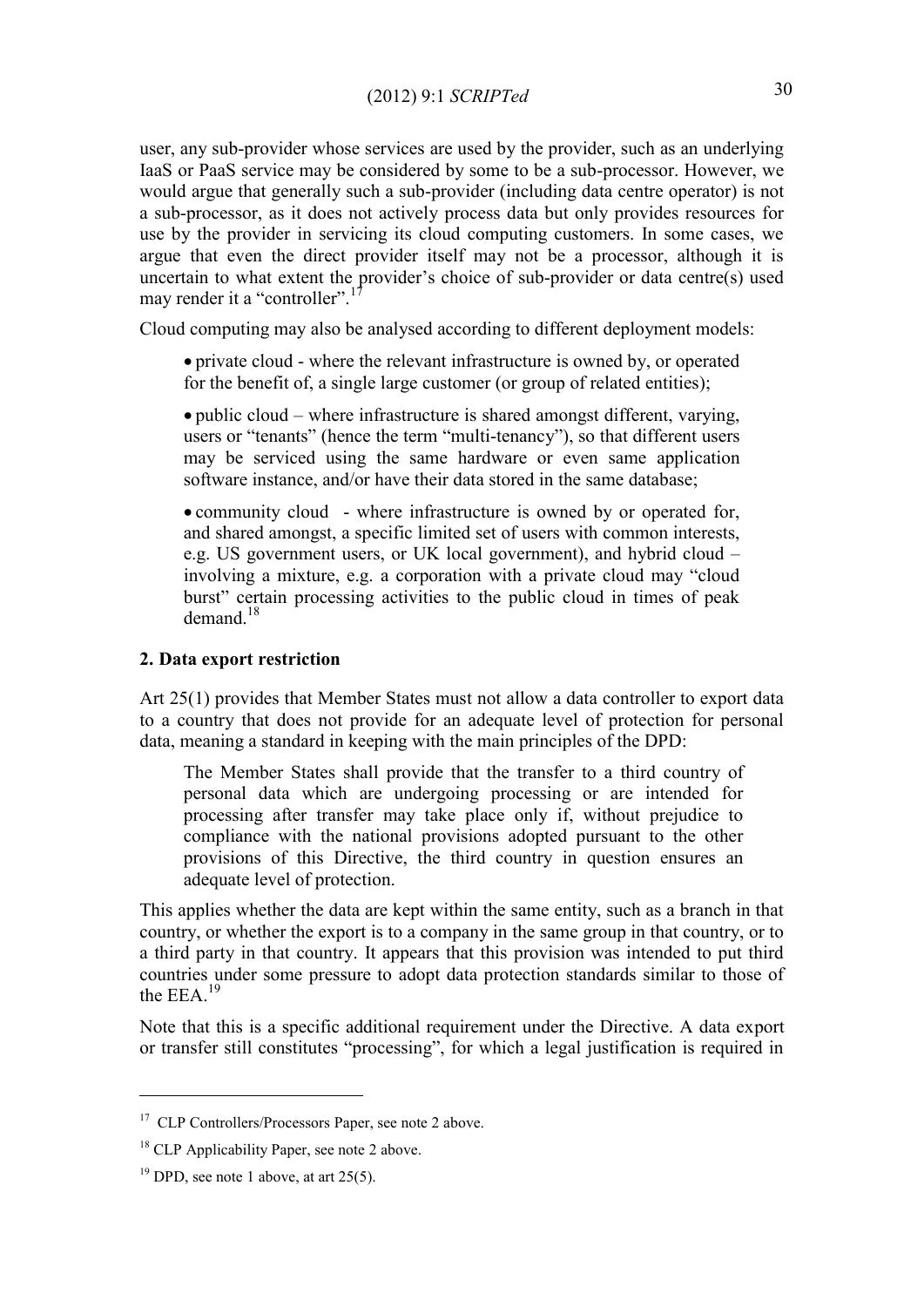user, any sub-provider whose services are used by the provider, such as an underlying IaaS or PaaS service may be considered by some to be a sub-processor. However, we would argue that generally such a sub-provider (including data centre operator) is not a sub-processor, as it does not actively process data but only provides resources for use by the provider in servicing its cloud computing customers. In some cases, we argue that even the direct provider itself may not be a processor, although it is uncertain to what extent the provider's choice of sub-provider or data centre(s) used may render it a "controller".[17]

Cloud computing may also be analysed according to different deployment models:

- private cloud - where the relevant infrastructure is owned by, or operated for the benefit of, a single large customer (or group of related entities);
- public cloud – where infrastructure is shared amongst different, varying, users or "tenants" (hence the term "multi-tenancy"), so that different users may be serviced using the same hardware or even same application software instance, and/or have their data stored in the same database;
- community cloud - where infrastructure is owned by or operated for, and shared amongst, a specific limited set of users with common interests, e.g. US government users, or UK local government), and hybrid cloud – involving a mixture, e.g. a corporation with a private cloud may "cloud burst" certain processing activities to the public cloud in times of peak demand.[18]

**2. Data export restriction**

Art 25(1) provides that Member States must not allow a data controller to export data to a country that does not provide for an adequate level of protection for personal data, meaning a standard in keeping with the main principles of the DPD:

> The Member States shall provide that the transfer to a third country of personal data which are undergoing processing or are intended for processing after transfer may take place only if, without prejudice to compliance with the national provisions adopted pursuant to the other provisions of this Directive, the third country in question ensures an adequate level of protection.

This applies whether the data are kept within the same entity, such as a branch in that country, or whether the export is to a company in the same group in that country, or to a third party in that country. It appears that this provision was intended to put third countries under some pressure to adopt data protection standards similar to those of the EEA.[19]

Note that this is a specific additional requirement under the Directive. A data export or transfer still constitutes "processing", for which a legal justification is required in

---

[17] CLP Controllers/Processors Paper, see note 2 above.

[18] CLP Applicability Paper, see note 2 above.

[19] DPD, see note 1 above, at art 25(5).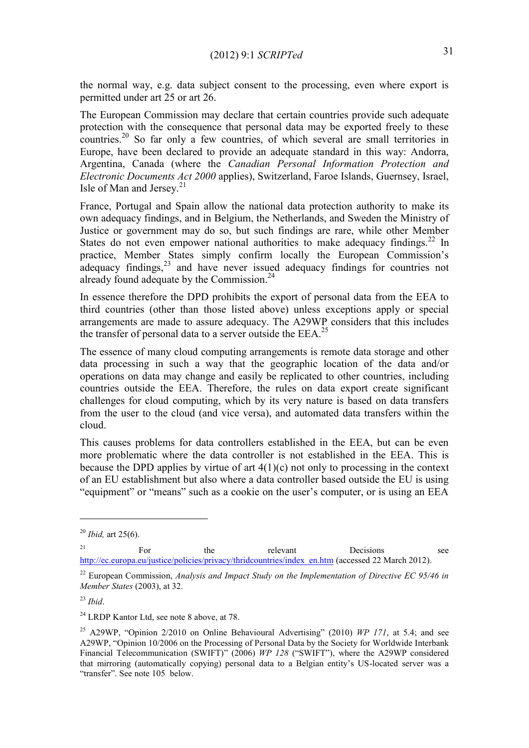the normal way, e.g. data subject consent to the processing, even where export is permitted under art 25 or art 26.

The European Commission may declare that certain countries provide such adequate protection with the consequence that personal data may be exported freely to these countries.[20] So far only a few countries, of which several are small territories in Europe, have been declared to provide an adequate standard in this way: Andorra, Argentina, Canada (where the *Canadian Personal Information Protection and Electronic Documents Act 2000* applies), Switzerland, Faroe Islands, Guernsey, Israel, Isle of Man and Jersey.[21]

France, Portugal and Spain allow the national data protection authority to make its own adequacy findings, and in Belgium, the Netherlands, and Sweden the Ministry of Justice or government may do so, but such findings are rare, while other Member States do not even empower national authorities to make adequacy findings.[22] In practice, Member States simply confirm locally the European Commission's adequacy findings,[23] and have never issued adequacy findings for countries not already found adequate by the Commission.[24]

In essence therefore the DPD prohibits the export of personal data from the EEA to third countries (other than those listed above) unless exceptions apply or special arrangements are made to assure adequacy. The A29WP considers that this includes the transfer of personal data to a server outside the EEA.[25]

The essence of many cloud computing arrangements is remote data storage and other data processing in such a way that the geographic location of the data and/or operations on data may change and easily be replicated to other countries, including countries outside the EEA. Therefore, the rules on data export create significant challenges for cloud computing, which by its very nature is based on data transfers from the user to the cloud (and vice versa), and automated data transfers within the cloud.

This causes problems for data controllers established in the EEA, but can be even more problematic where the data controller is not established in the EEA. This is because the DPD applies by virtue of art 4(1)(c) not only to processing in the context of an EU establishment but also where a data controller based outside the EU is using "equipment" or "means" such as a cookie on the user's computer, or is using an EEA

---

[20] *Ibid,* art 25(6).

[21] For the relevant Decisions see http://ec.europa.eu/justice/policies/privacy/thridcountries/index_en.htm (accessed 22 March 2012).

[22] European Commission, *Analysis and Impact Study on the Implementation of Directive EC 95/46 in Member States* (2003), at 32.

[23] *Ibid*.

[24] LRDP Kantor Ltd, see note 8 above, at 78.

[25] A29WP, "Opinion 2/2010 on Online Behavioural Advertising" (2010) *WP 171*, at 5.4; and see A29WP, "Opinion 10/2006 on the Processing of Personal Data by the Society for Worldwide Interbank Financial Telecommunication (SWIFT)" (2006) *WP 128* ("SWIFT"), where the A29WP considered that mirroring (automatically copying) personal data to a Belgian entity's US-located server was a "transfer". See note 105 below.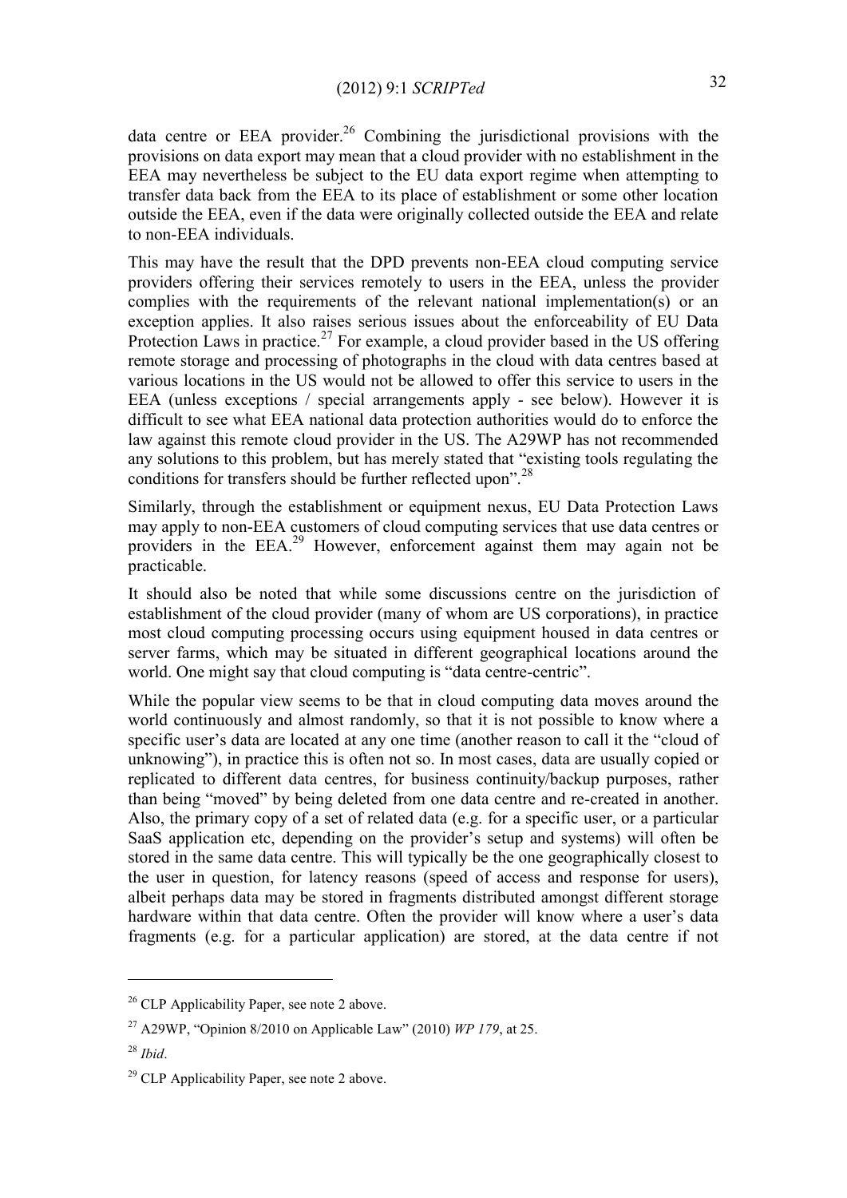data centre or EEA provider.[26] Combining the jurisdictional provisions with the provisions on data export may mean that a cloud provider with no establishment in the EEA may nevertheless be subject to the EU data export regime when attempting to transfer data back from the EEA to its place of establishment or some other location outside the EEA, even if the data were originally collected outside the EEA and relate to non-EEA individuals.

This may have the result that the DPD prevents non-EEA cloud computing service providers offering their services remotely to users in the EEA, unless the provider complies with the requirements of the relevant national implementation(s) or an exception applies. It also raises serious issues about the enforceability of EU Data Protection Laws in practice.[27] For example, a cloud provider based in the US offering remote storage and processing of photographs in the cloud with data centres based at various locations in the US would not be allowed to offer this service to users in the EEA (unless exceptions / special arrangements apply - see below). However it is difficult to see what EEA national data protection authorities would do to enforce the law against this remote cloud provider in the US. The A29WP has not recommended any solutions to this problem, but has merely stated that "existing tools regulating the conditions for transfers should be further reflected upon".[28]

Similarly, through the establishment or equipment nexus, EU Data Protection Laws may apply to non-EEA customers of cloud computing services that use data centres or providers in the EEA.[29] However, enforcement against them may again not be practicable.

It should also be noted that while some discussions centre on the jurisdiction of establishment of the cloud provider (many of whom are US corporations), in practice most cloud computing processing occurs using equipment housed in data centres or server farms, which may be situated in different geographical locations around the world. One might say that cloud computing is "data centre-centric".

While the popular view seems to be that in cloud computing data moves around the world continuously and almost randomly, so that it is not possible to know where a specific user's data are located at any one time (another reason to call it the "cloud of unknowing"), in practice this is often not so. In most cases, data are usually copied or replicated to different data centres, for business continuity/backup purposes, rather than being "moved" by being deleted from one data centre and re-created in another. Also, the primary copy of a set of related data (e.g. for a specific user, or a particular SaaS application etc, depending on the provider's setup and systems) will often be stored in the same data centre. This will typically be the one geographically closest to the user in question, for latency reasons (speed of access and response for users), albeit perhaps data may be stored in fragments distributed amongst different storage hardware within that data centre. Often the provider will know where a user's data fragments (e.g. for a particular application) are stored, at the data centre if not

---

[26] CLP Applicability Paper, see note 2 above.

[27] A29WP, "Opinion 8/2010 on Applicable Law" (2010) *WP 179*, at 25.

[28] *Ibid*.

[29] CLP Applicability Paper, see note 2 above.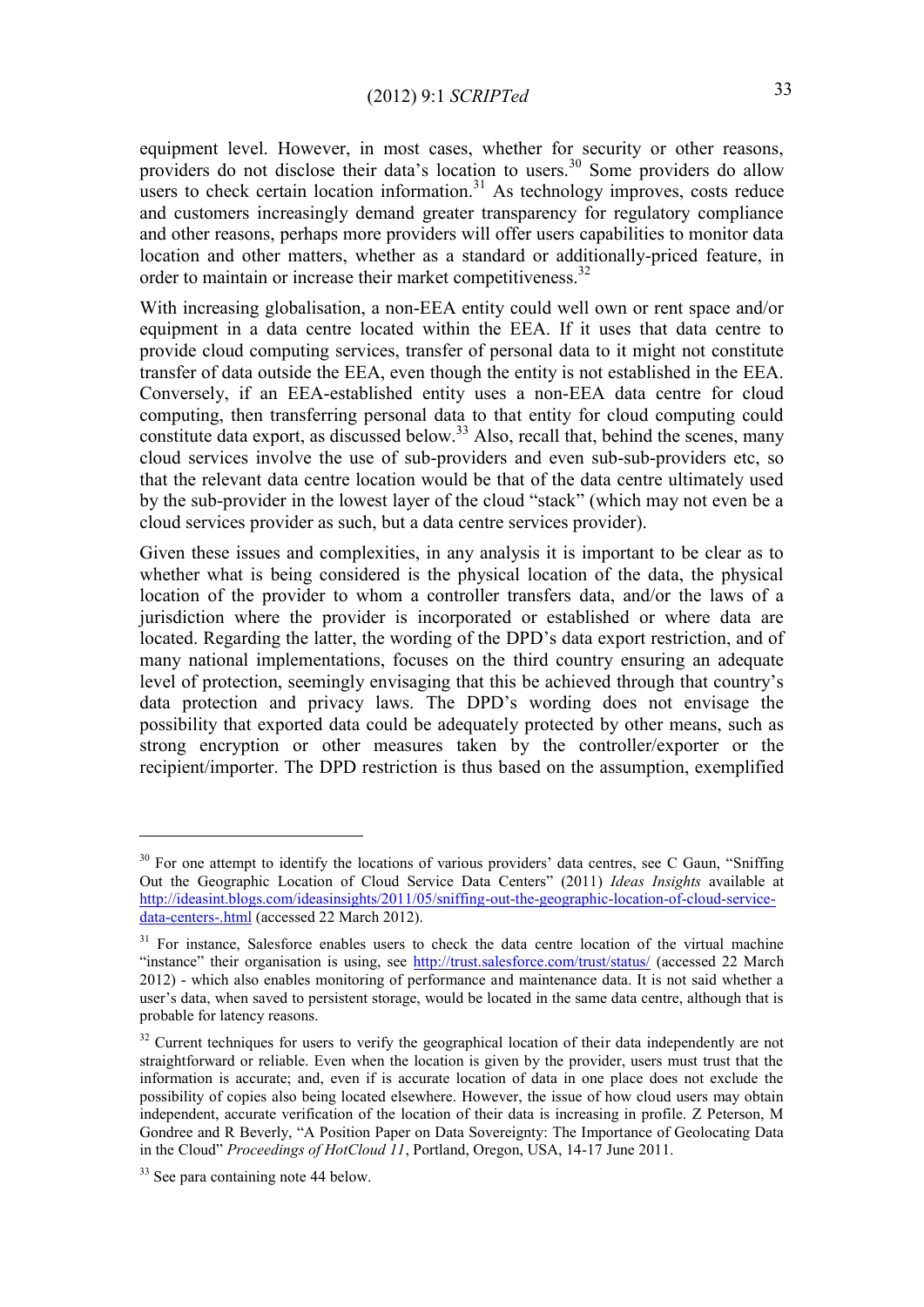equipment level. However, in most cases, whether for security or other reasons, providers do not disclose their data's location to users.[30] Some providers do allow users to check certain location information.[31] As technology improves, costs reduce and customers increasingly demand greater transparency for regulatory compliance and other reasons, perhaps more providers will offer users capabilities to monitor data location and other matters, whether as a standard or additionally-priced feature, in order to maintain or increase their market competitiveness.[32]

With increasing globalisation, a non-EEA entity could well own or rent space and/or equipment in a data centre located within the EEA. If it uses that data centre to provide cloud computing services, transfer of personal data to it might not constitute transfer of data outside the EEA, even though the entity is not established in the EEA. Conversely, if an EEA-established entity uses a non-EEA data centre for cloud computing, then transferring personal data to that entity for cloud computing could constitute data export, as discussed below.[33] Also, recall that, behind the scenes, many cloud services involve the use of sub-providers and even sub-sub-providers etc, so that the relevant data centre location would be that of the data centre ultimately used by the sub-provider in the lowest layer of the cloud "stack" (which may not even be a cloud services provider as such, but a data centre services provider).

Given these issues and complexities, in any analysis it is important to be clear as to whether what is being considered is the physical location of the data, the physical location of the provider to whom a controller transfers data, and/or the laws of a jurisdiction where the provider is incorporated or established or where data are located. Regarding the latter, the wording of the DPD's data export restriction, and of many national implementations, focuses on the third country ensuring an adequate level of protection, seemingly envisaging that this be achieved through that country's data protection and privacy laws. The DPD's wording does not envisage the possibility that exported data could be adequately protected by other means, such as strong encryption or other measures taken by the controller/exporter or the recipient/importer. The DPD restriction is thus based on the assumption, exemplified

---

[30] For one attempt to identify the locations of various providers' data centres, see C Gaun, "Sniffing Out the Geographic Location of Cloud Service Data Centers" (2011) *Ideas Insights* available at http://ideasint.blogs.com/ideasinsights/2011/05/sniffing-out-the-geographic-location-of-cloud-service-data-centers-.html (accessed 22 March 2012).

[31] For instance, Salesforce enables users to check the data centre location of the virtual machine "instance" their organisation is using, see http://trust.salesforce.com/trust/status/ (accessed 22 March 2012) - which also enables monitoring of performance and maintenance data. It is not said whether a user's data, when saved to persistent storage, would be located in the same data centre, although that is probable for latency reasons.

[32] Current techniques for users to verify the geographical location of their data independently are not straightforward or reliable. Even when the location is given by the provider, users must trust that the information is accurate; and, even if is accurate location of data in one place does not exclude the possibility of copies also being located elsewhere. However, the issue of how cloud users may obtain independent, accurate verification of the location of their data is increasing in profile. Z Peterson, M Gondree and R Beverly, "A Position Paper on Data Sovereignty: The Importance of Geolocating Data in the Cloud" *Proceedings of HotCloud 11*, Portland, Oregon, USA, 14-17 June 2011.

[33] See para containing note 44 below.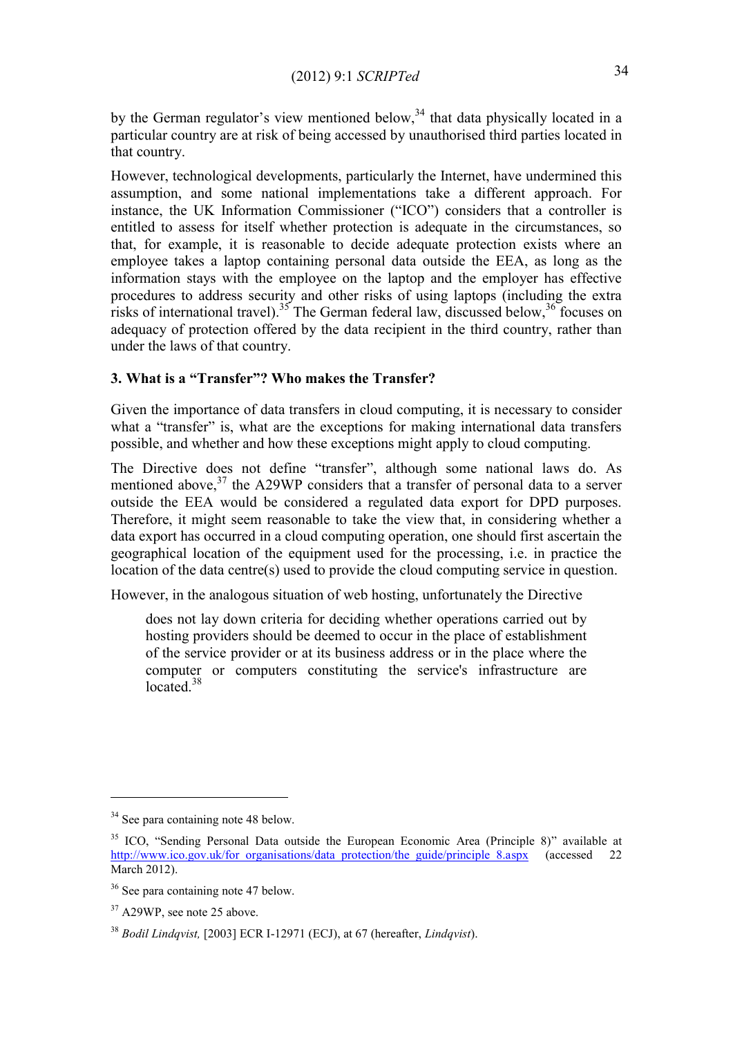by the German regulator's view mentioned below,[34] that data physically located in a particular country are at risk of being accessed by unauthorised third parties located in that country.

However, technological developments, particularly the Internet, have undermined this assumption, and some national implementations take a different approach. For instance, the UK Information Commissioner ("ICO") considers that a controller is entitled to assess for itself whether protection is adequate in the circumstances, so that, for example, it is reasonable to decide adequate protection exists where an employee takes a laptop containing personal data outside the EEA, as long as the information stays with the employee on the laptop and the employer has effective procedures to address security and other risks of using laptops (including the extra risks of international travel).[35] The German federal law, discussed below,[36] focuses on adequacy of protection offered by the data recipient in the third country, rather than under the laws of that country.

### 3. What is a "Transfer"? Who makes the Transfer?

Given the importance of data transfers in cloud computing, it is necessary to consider what a "transfer" is, what are the exceptions for making international data transfers possible, and whether and how these exceptions might apply to cloud computing.

The Directive does not define "transfer", although some national laws do. As mentioned above,[37] the A29WP considers that a transfer of personal data to a server outside the EEA would be considered a regulated data export for DPD purposes. Therefore, it might seem reasonable to take the view that, in considering whether a data export has occurred in a cloud computing operation, one should first ascertain the geographical location of the equipment used for the processing, i.e. in practice the location of the data centre(s) used to provide the cloud computing service in question.

However, in the analogous situation of web hosting, unfortunately the Directive

> does not lay down criteria for deciding whether operations carried out by hosting providers should be deemed to occur in the place of establishment of the service provider or at its business address or in the place where the computer or computers constituting the service's infrastructure are located.[38]

---

[34] See para containing note 48 below.

[35] ICO, "Sending Personal Data outside the European Economic Area (Principle 8)" available at http://www.ico.gov.uk/for_organisations/data_protection/the_guide/principle_8.aspx (accessed 22 March 2012).

[36] See para containing note 47 below.

[37] A29WP, see note 25 above.

[38] *Bodil Lindqvist,* [2003] ECR I-12971 (ECJ), at 67 (hereafter, *Lindqvist*).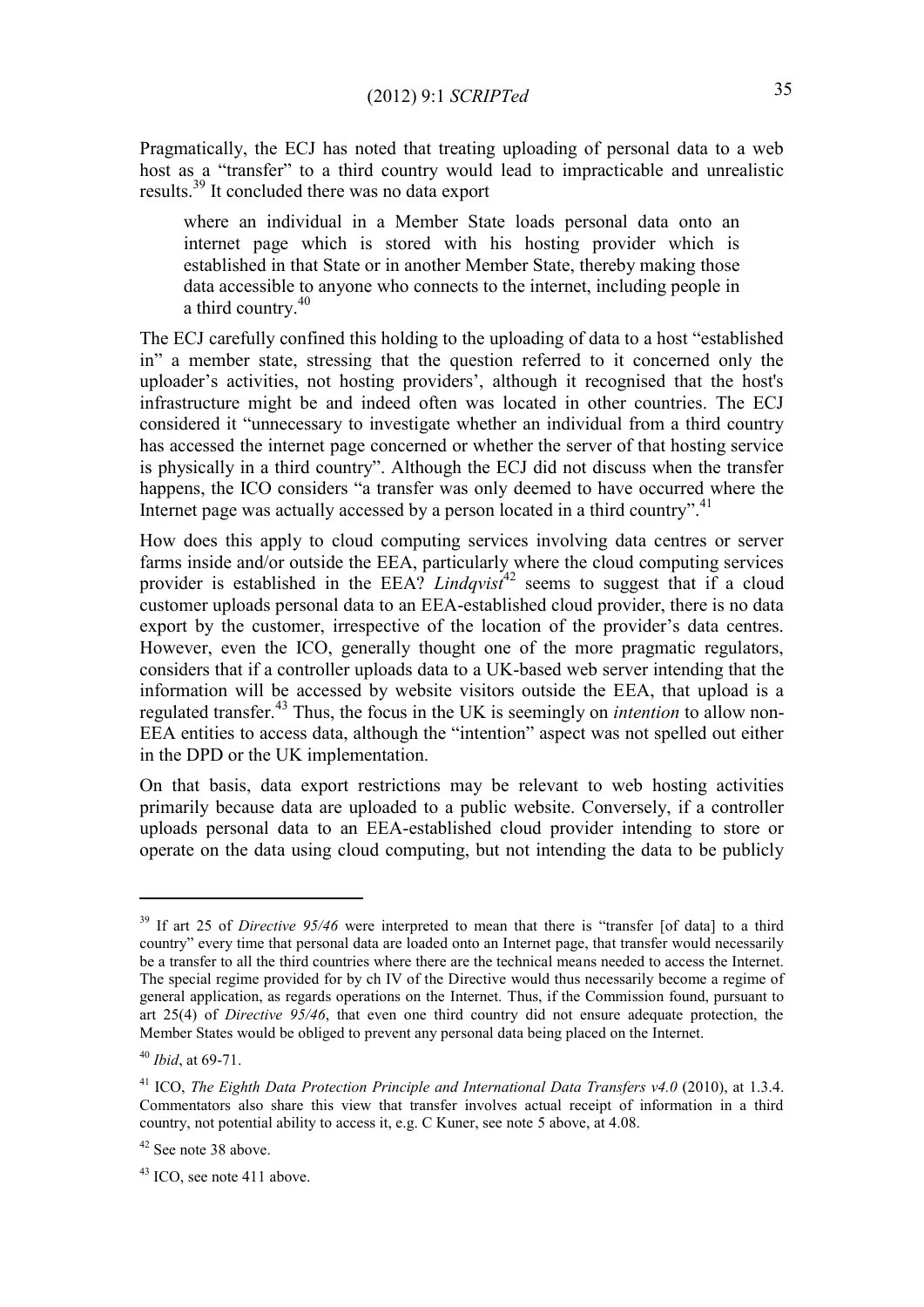Pragmatically, the ECJ has noted that treating uploading of personal data to a web host as a "transfer" to a third country would lead to impracticable and unrealistic results.[39] It concluded there was no data export

> where an individual in a Member State loads personal data onto an internet page which is stored with his hosting provider which is established in that State or in another Member State, thereby making those data accessible to anyone who connects to the internet, including people in a third country.[40]

The ECJ carefully confined this holding to the uploading of data to a host "established in" a member state, stressing that the question referred to it concerned only the uploader's activities, not hosting providers', although it recognised that the host's infrastructure might be and indeed often was located in other countries. The ECJ considered it "unnecessary to investigate whether an individual from a third country has accessed the internet page concerned or whether the server of that hosting service is physically in a third country". Although the ECJ did not discuss when the transfer happens, the ICO considers "a transfer was only deemed to have occurred where the Internet page was actually accessed by a person located in a third country".[41]

How does this apply to cloud computing services involving data centres or server farms inside and/or outside the EEA, particularly where the cloud computing services provider is established in the EEA? *Lindqvist*[42] seems to suggest that if a cloud customer uploads personal data to an EEA-established cloud provider, there is no data export by the customer, irrespective of the location of the provider's data centres. However, even the ICO, generally thought one of the more pragmatic regulators, considers that if a controller uploads data to a UK-based web server intending that the information will be accessed by website visitors outside the EEA, that upload is a regulated transfer.[43] Thus, the focus in the UK is seemingly on *intention* to allow non-EEA entities to access data, although the "intention" aspect was not spelled out either in the DPD or the UK implementation.

On that basis, data export restrictions may be relevant to web hosting activities primarily because data are uploaded to a public website. Conversely, if a controller uploads personal data to an EEA-established cloud provider intending to store or operate on the data using cloud computing, but not intending the data to be publicly

---

[39] If art 25 of *Directive 95/46* were interpreted to mean that there is "transfer [of data] to a third country" every time that personal data are loaded onto an Internet page, that transfer would necessarily be a transfer to all the third countries where there are the technical means needed to access the Internet. The special regime provided for by ch IV of the Directive would thus necessarily become a regime of general application, as regards operations on the Internet. Thus, if the Commission found, pursuant to art 25(4) of *Directive 95/46*, that even one third country did not ensure adequate protection, the Member States would be obliged to prevent any personal data being placed on the Internet.

[40] *Ibid*, at 69-71.

[41] ICO, *The Eighth Data Protection Principle and International Data Transfers v4.0* (2010), at 1.3.4. Commentators also share this view that transfer involves actual receipt of information in a third country, not potential ability to access it, e.g. C Kuner, see note 5 above, at 4.08.

[42] See note 38 above.

[43] ICO, see note 411 above.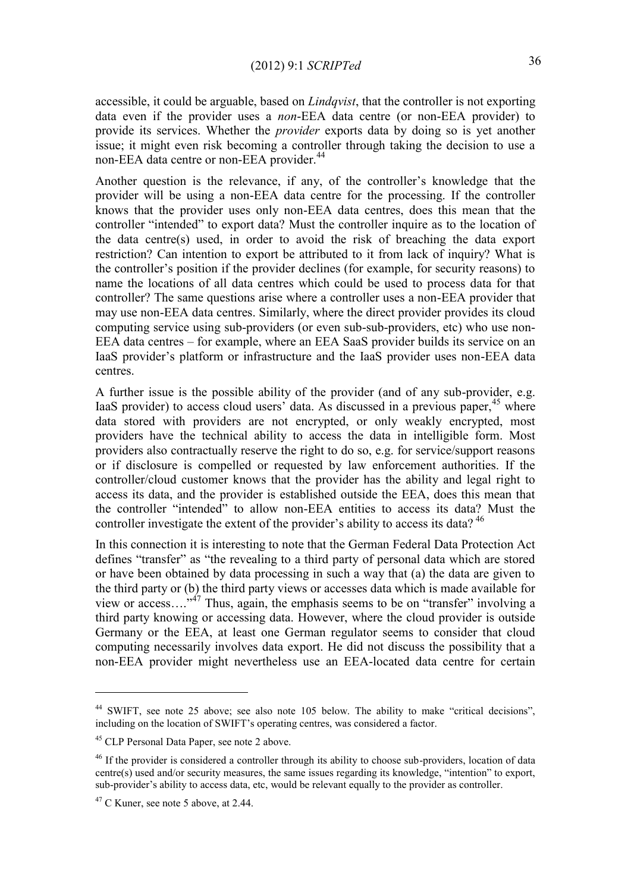accessible, it could be arguable, based on *Lindqvist*, that the controller is not exporting data even if the provider uses a *non*-EEA data centre (or non-EEA provider) to provide its services. Whether the *provider* exports data by doing so is yet another issue; it might even risk becoming a controller through taking the decision to use a non-EEA data centre or non-EEA provider.[44]

Another question is the relevance, if any, of the controller's knowledge that the provider will be using a non-EEA data centre for the processing. If the controller knows that the provider uses only non-EEA data centres, does this mean that the controller "intended" to export data? Must the controller inquire as to the location of the data centre(s) used, in order to avoid the risk of breaching the data export restriction? Can intention to export be attributed to it from lack of inquiry? What is the controller's position if the provider declines (for example, for security reasons) to name the locations of all data centres which could be used to process data for that controller? The same questions arise where a controller uses a non-EEA provider that may use non-EEA data centres. Similarly, where the direct provider provides its cloud computing service using sub-providers (or even sub-sub-providers, etc) who use non-EEA data centres – for example, where an EEA SaaS provider builds its service on an IaaS provider's platform or infrastructure and the IaaS provider uses non-EEA data centres.

A further issue is the possible ability of the provider (and of any sub-provider, e.g. IaaS provider) to access cloud users' data. As discussed in a previous paper,[45] where data stored with providers are not encrypted, or only weakly encrypted, most providers have the technical ability to access the data in intelligible form. Most providers also contractually reserve the right to do so, e.g. for service/support reasons or if disclosure is compelled or requested by law enforcement authorities. If the controller/cloud customer knows that the provider has the ability and legal right to access its data, and the provider is established outside the EEA, does this mean that the controller "intended" to allow non-EEA entities to access its data? Must the controller investigate the extent of the provider's ability to access its data?[46]

In this connection it is interesting to note that the German Federal Data Protection Act defines "transfer" as "the revealing to a third party of personal data which are stored or have been obtained by data processing in such a way that (a) the data are given to the third party or (b) the third party views or accesses data which is made available for view or access…."[47] Thus, again, the emphasis seems to be on "transfer" involving a third party knowing or accessing data. However, where the cloud provider is outside Germany or the EEA, at least one German regulator seems to consider that cloud computing necessarily involves data export. He did not discuss the possibility that a non-EEA provider might nevertheless use an EEA-located data centre for certain

---

[44] SWIFT, see note 25 above; see also note 105 below. The ability to make "critical decisions", including on the location of SWIFT's operating centres, was considered a factor.

[45] CLP Personal Data Paper, see note 2 above.

[46] If the provider is considered a controller through its ability to choose sub-providers, location of data centre(s) used and/or security measures, the same issues regarding its knowledge, "intention" to export, sub-provider's ability to access data, etc, would be relevant equally to the provider as controller.

[47] C Kuner, see note 5 above, at 2.44.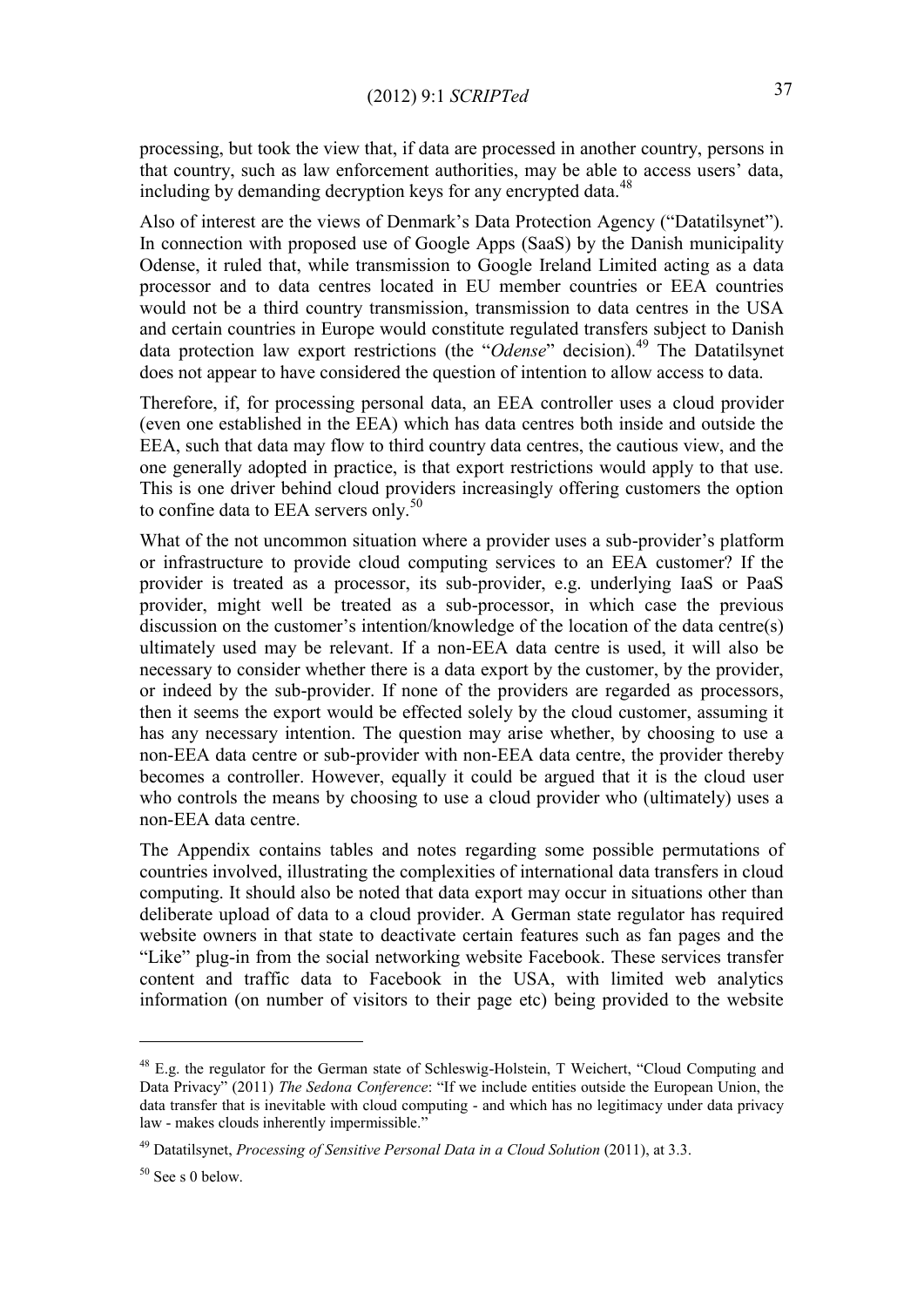processing, but took the view that, if data are processed in another country, persons in that country, such as law enforcement authorities, may be able to access users' data, including by demanding decryption keys for any encrypted data.[48]

Also of interest are the views of Denmark's Data Protection Agency ("Datatilsynet"). In connection with proposed use of Google Apps (SaaS) by the Danish municipality Odense, it ruled that, while transmission to Google Ireland Limited acting as a data processor and to data centres located in EU member countries or EEA countries would not be a third country transmission, transmission to data centres in the USA and certain countries in Europe would constitute regulated transfers subject to Danish data protection law export restrictions (the "*Odense*" decision).[49] The Datatilsynet does not appear to have considered the question of intention to allow access to data.

Therefore, if, for processing personal data, an EEA controller uses a cloud provider (even one established in the EEA) which has data centres both inside and outside the EEA, such that data may flow to third country data centres, the cautious view, and the one generally adopted in practice, is that export restrictions would apply to that use. This is one driver behind cloud providers increasingly offering customers the option to confine data to EEA servers only.[50]

What of the not uncommon situation where a provider uses a sub-provider's platform or infrastructure to provide cloud computing services to an EEA customer? If the provider is treated as a processor, its sub-provider, e.g. underlying IaaS or PaaS provider, might well be treated as a sub-processor, in which case the previous discussion on the customer's intention/knowledge of the location of the data centre(s) ultimately used may be relevant. If a non-EEA data centre is used, it will also be necessary to consider whether there is a data export by the customer, by the provider, or indeed by the sub-provider. If none of the providers are regarded as processors, then it seems the export would be effected solely by the cloud customer, assuming it has any necessary intention. The question may arise whether, by choosing to use a non-EEA data centre or sub-provider with non-EEA data centre, the provider thereby becomes a controller. However, equally it could be argued that it is the cloud user who controls the means by choosing to use a cloud provider who (ultimately) uses a non-EEA data centre.

The Appendix contains tables and notes regarding some possible permutations of countries involved, illustrating the complexities of international data transfers in cloud computing. It should also be noted that data export may occur in situations other than deliberate upload of data to a cloud provider. A German state regulator has required website owners in that state to deactivate certain features such as fan pages and the "Like" plug-in from the social networking website Facebook. These services transfer content and traffic data to Facebook in the USA, with limited web analytics information (on number of visitors to their page etc) being provided to the website

---

[48] E.g. the regulator for the German state of Schleswig-Holstein, T Weichert, "Cloud Computing and Data Privacy" (2011) *The Sedona Conference*: "If we include entities outside the European Union, the data transfer that is inevitable with cloud computing - and which has no legitimacy under data privacy law - makes clouds inherently impermissible."

[49] Datatilsynet, *Processing of Sensitive Personal Data in a Cloud Solution* (2011), at 3.3.

[50] See s 0 below.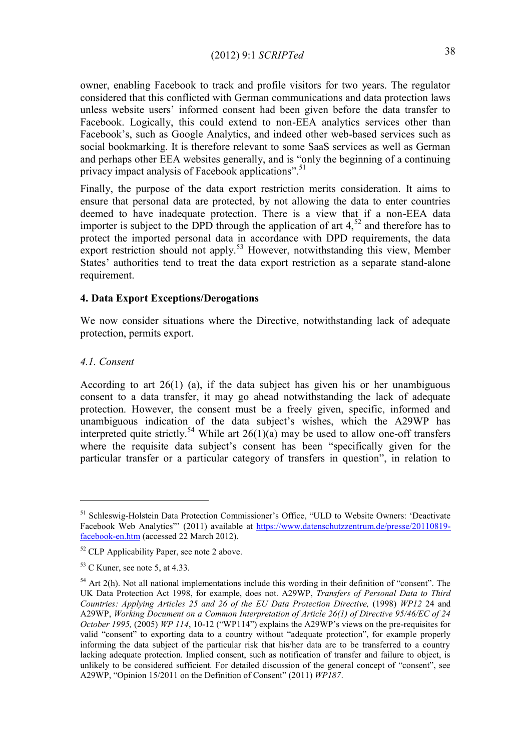owner, enabling Facebook to track and profile visitors for two years. The regulator considered that this conflicted with German communications and data protection laws unless website users' informed consent had been given before the data transfer to Facebook. Logically, this could extend to non-EEA analytics services other than Facebook's, such as Google Analytics, and indeed other web-based services such as social bookmarking. It is therefore relevant to some SaaS services as well as German and perhaps other EEA websites generally, and is "only the beginning of a continuing privacy impact analysis of Facebook applications".[51]

Finally, the purpose of the data export restriction merits consideration. It aims to ensure that personal data are protected, by not allowing the data to enter countries deemed to have inadequate protection. There is a view that if a non-EEA data importer is subject to the DPD through the application of art 4,[52] and therefore has to protect the imported personal data in accordance with DPD requirements, the data export restriction should not apply.[53] However, notwithstanding this view, Member States' authorities tend to treat the data export restriction as a separate stand-alone requirement.

### 4. Data Export Exceptions/Derogations

We now consider situations where the Directive, notwithstanding lack of adequate protection, permits export.

#### *4.1. Consent*

According to art 26(1) (a), if the data subject has given his or her unambiguous consent to a data transfer, it may go ahead notwithstanding the lack of adequate protection. However, the consent must be a freely given, specific, informed and unambiguous indication of the data subject's wishes, which the A29WP has interpreted quite strictly.[54] While art 26(1)(a) may be used to allow one-off transfers where the requisite data subject's consent has been "specifically given for the particular transfer or a particular category of transfers in question", in relation to

---

[51] Schleswig-Holstein Data Protection Commissioner's Office, "ULD to Website Owners: 'Deactivate Facebook Web Analytics'" (2011) available at https://www.datenschutzzentrum.de/presse/20110819-facebook-en.htm (accessed 22 March 2012).

[52] CLP Applicability Paper, see note 2 above.

[53] C Kuner, see note 5, at 4.33.

[54] Art 2(h). Not all national implementations include this wording in their definition of "consent". The UK Data Protection Act 1998, for example, does not. A29WP, *Transfers of Personal Data to Third Countries: Applying Articles 25 and 26 of the EU Data Protection Directive,* (1998) *WP12* 24 and A29WP, *Working Document on a Common Interpretation of Article 26(1) of Directive 95/46/EC of 24 October 1995,* (2005) *WP 114*, 10-12 ("WP114") explains the A29WP's views on the pre-requisites for valid "consent" to exporting data to a country without "adequate protection", for example properly informing the data subject of the particular risk that his/her data are to be transferred to a country lacking adequate protection. Implied consent, such as notification of transfer and failure to object, is unlikely to be considered sufficient. For detailed discussion of the general concept of "consent", see A29WP, "Opinion 15/2011 on the Definition of Consent" (2011) *WP187*.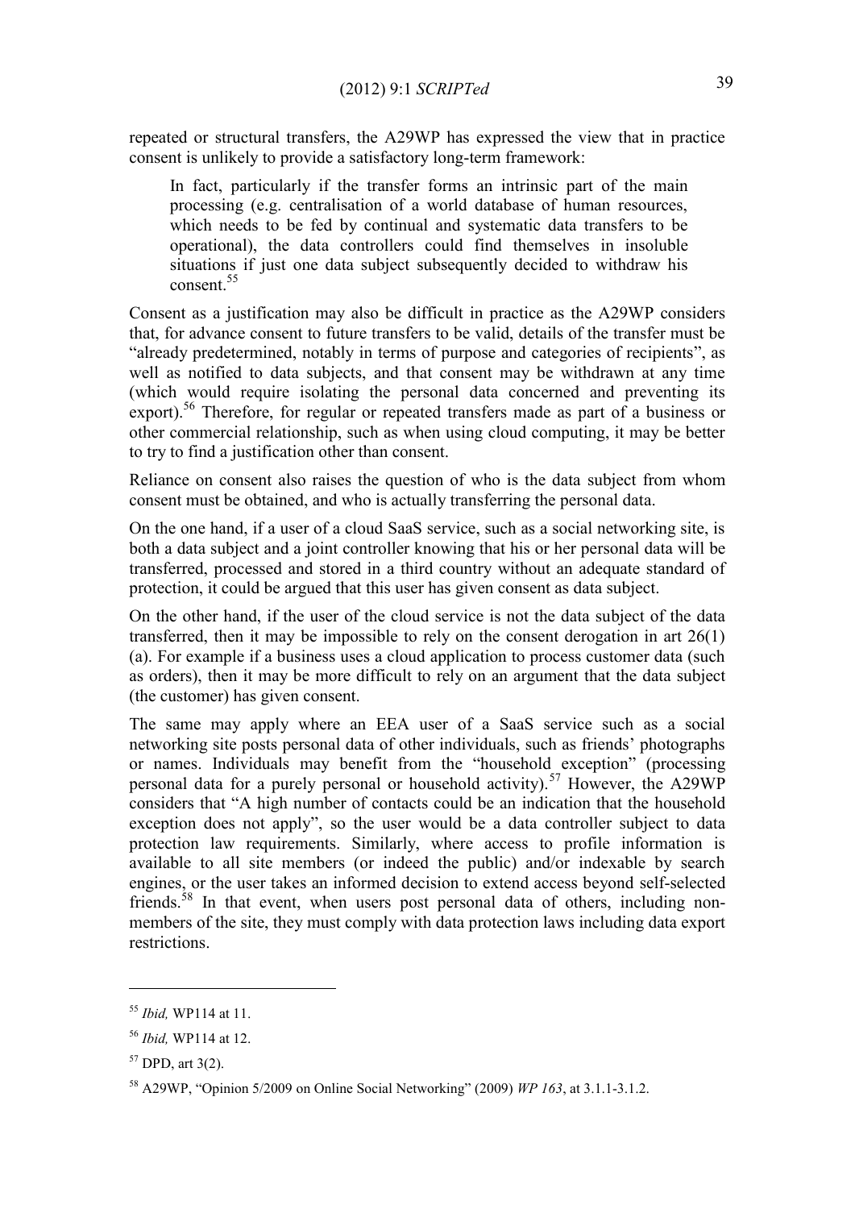repeated or structural transfers, the A29WP has expressed the view that in practice consent is unlikely to provide a satisfactory long-term framework:

> In fact, particularly if the transfer forms an intrinsic part of the main processing (e.g. centralisation of a world database of human resources, which needs to be fed by continual and systematic data transfers to be operational), the data controllers could find themselves in insoluble situations if just one data subject subsequently decided to withdraw his consent.[55]

Consent as a justification may also be difficult in practice as the A29WP considers that, for advance consent to future transfers to be valid, details of the transfer must be "already predetermined, notably in terms of purpose and categories of recipients", as well as notified to data subjects, and that consent may be withdrawn at any time (which would require isolating the personal data concerned and preventing its export).[56] Therefore, for regular or repeated transfers made as part of a business or other commercial relationship, such as when using cloud computing, it may be better to try to find a justification other than consent.

Reliance on consent also raises the question of who is the data subject from whom consent must be obtained, and who is actually transferring the personal data.

On the one hand, if a user of a cloud SaaS service, such as a social networking site, is both a data subject and a joint controller knowing that his or her personal data will be transferred, processed and stored in a third country without an adequate standard of protection, it could be argued that this user has given consent as data subject.

On the other hand, if the user of the cloud service is not the data subject of the data transferred, then it may be impossible to rely on the consent derogation in art 26(1)(a). For example if a business uses a cloud application to process customer data (such as orders), then it may be more difficult to rely on an argument that the data subject (the customer) has given consent.

The same may apply where an EEA user of a SaaS service such as a social networking site posts personal data of other individuals, such as friends' photographs or names. Individuals may benefit from the "household exception" (processing personal data for a purely personal or household activity).[57] However, the A29WP considers that "A high number of contacts could be an indication that the household exception does not apply", so the user would be a data controller subject to data protection law requirements. Similarly, where access to profile information is available to all site members (or indeed the public) and/or indexable by search engines, or the user takes an informed decision to extend access beyond self-selected friends.[58] In that event, when users post personal data of others, including non-members of the site, they must comply with data protection laws including data export restrictions.

---

[55] *Ibid,* WP114 at 11.

[56] *Ibid,* WP114 at 12.

[57] DPD, art 3(2).

[58] A29WP, "Opinion 5/2009 on Online Social Networking" (2009) *WP 163*, at 3.1.1-3.1.2.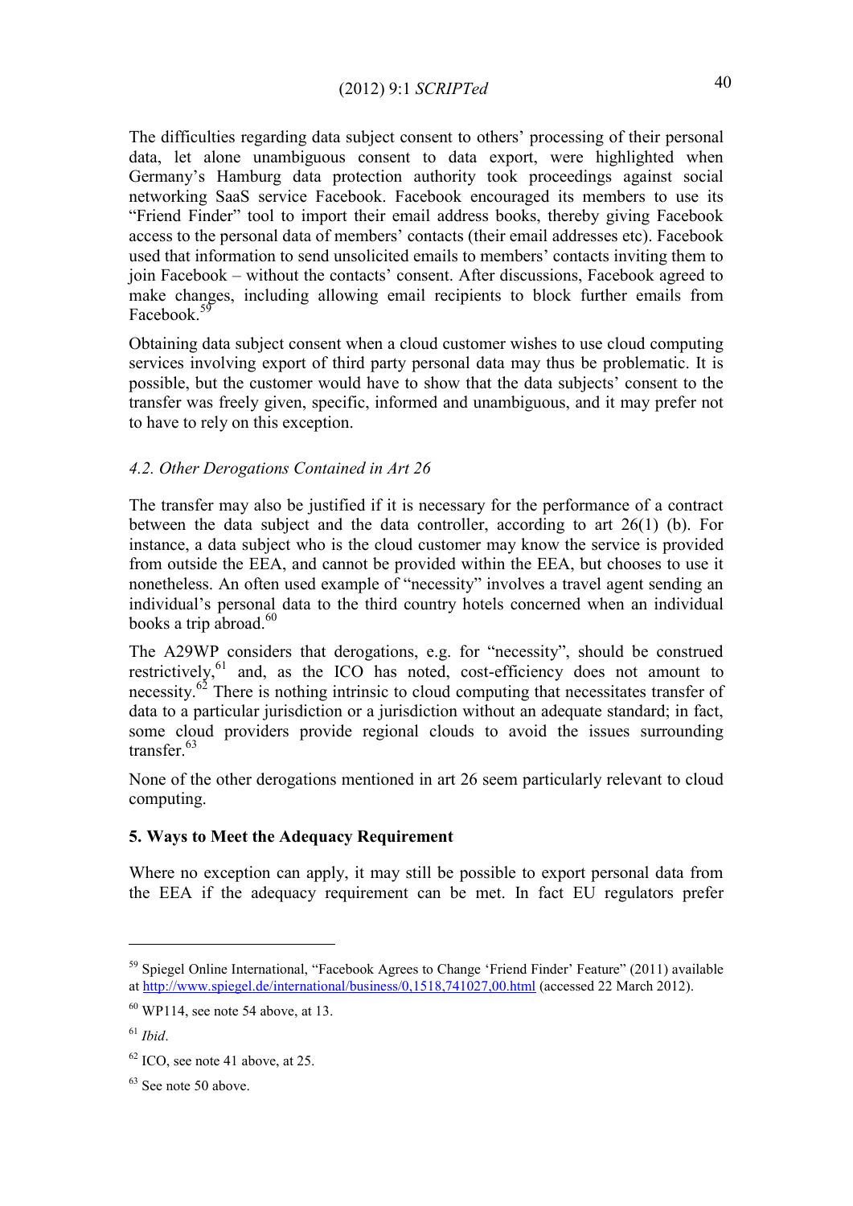The difficulties regarding data subject consent to others' processing of their personal data, let alone unambiguous consent to data export, were highlighted when Germany's Hamburg data protection authority took proceedings against social networking SaaS service Facebook. Facebook encouraged its members to use its "Friend Finder" tool to import their email address books, thereby giving Facebook access to the personal data of members' contacts (their email addresses etc). Facebook used that information to send unsolicited emails to members' contacts inviting them to join Facebook – without the contacts' consent. After discussions, Facebook agreed to make changes, including allowing email recipients to block further emails from Facebook.[59]

Obtaining data subject consent when a cloud customer wishes to use cloud computing services involving export of third party personal data may thus be problematic. It is possible, but the customer would have to show that the data subjects' consent to the transfer was freely given, specific, informed and unambiguous, and it may prefer not to have to rely on this exception.

### *4.2. Other Derogations Contained in Art 26*

The transfer may also be justified if it is necessary for the performance of a contract between the data subject and the data controller, according to art 26(1) (b). For instance, a data subject who is the cloud customer may know the service is provided from outside the EEA, and cannot be provided within the EEA, but chooses to use it nonetheless. An often used example of "necessity" involves a travel agent sending an individual's personal data to the third country hotels concerned when an individual books a trip abroad.[60]

The A29WP considers that derogations, e.g. for "necessity", should be construed restrictively,[61] and, as the ICO has noted, cost-efficiency does not amount to necessity.[62] There is nothing intrinsic to cloud computing that necessitates transfer of data to a particular jurisdiction or a jurisdiction without an adequate standard; in fact, some cloud providers provide regional clouds to avoid the issues surrounding transfer.[63]

None of the other derogations mentioned in art 26 seem particularly relevant to cloud computing.

## 5. Ways to Meet the Adequacy Requirement

Where no exception can apply, it may still be possible to export personal data from the EEA if the adequacy requirement can be met. In fact EU regulators prefer

---

[59] Spiegel Online International, "Facebook Agrees to Change 'Friend Finder' Feature" (2011) available at http://www.spiegel.de/international/business/0,1518,741027,00.html (accessed 22 March 2012).

[60] WP114, see note 54 above, at 13.

[61] *Ibid*.

[62] ICO, see note 41 above, at 25.

[63] See note 50 above.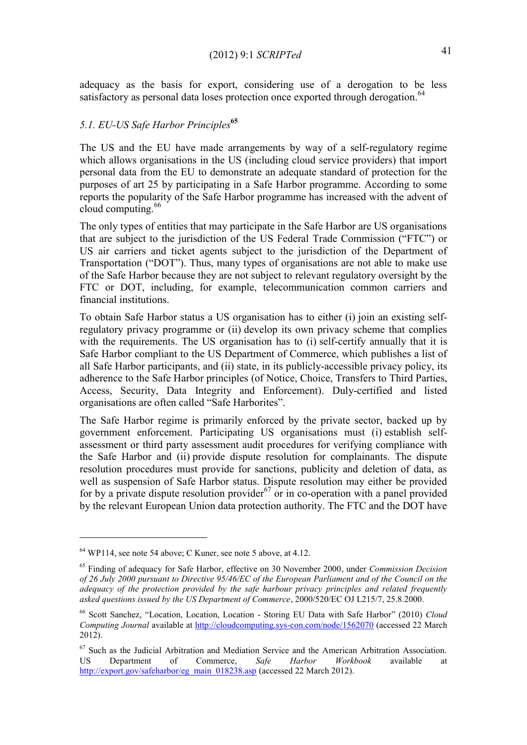adequacy as the basis for export, considering use of a derogation to be less satisfactory as personal data loses protection once exported through derogation.[64]

### *5.1. EU-US Safe Harbor Principles*[65]

The US and the EU have made arrangements by way of a self-regulatory regime which allows organisations in the US (including cloud service providers) that import personal data from the EU to demonstrate an adequate standard of protection for the purposes of art 25 by participating in a Safe Harbor programme. According to some reports the popularity of the Safe Harbor programme has increased with the advent of cloud computing.[66]

The only types of entities that may participate in the Safe Harbor are US organisations that are subject to the jurisdiction of the US Federal Trade Commission ("FTC") or US air carriers and ticket agents subject to the jurisdiction of the Department of Transportation ("DOT"). Thus, many types of organisations are not able to make use of the Safe Harbor because they are not subject to relevant regulatory oversight by the FTC or DOT, including, for example, telecommunication common carriers and financial institutions.

To obtain Safe Harbor status a US organisation has to either (i) join an existing self-regulatory privacy programme or (ii) develop its own privacy scheme that complies with the requirements. The US organisation has to (i) self-certify annually that it is Safe Harbor compliant to the US Department of Commerce, which publishes a list of all Safe Harbor participants, and (ii) state, in its publicly-accessible privacy policy, its adherence to the Safe Harbor principles (of Notice, Choice, Transfers to Third Parties, Access, Security, Data Integrity and Enforcement). Duly-certified and listed organisations are often called "Safe Harborites".

The Safe Harbor regime is primarily enforced by the private sector, backed up by government enforcement. Participating US organisations must (i) establish self-assessment or third party assessment audit procedures for verifying compliance with the Safe Harbor and (ii) provide dispute resolution for complainants. The dispute resolution procedures must provide for sanctions, publicity and deletion of data, as well as suspension of Safe Harbor status. Dispute resolution may either be provided for by a private dispute resolution provider[67] or in co-operation with a panel provided by the relevant European Union data protection authority. The FTC and the DOT have

---

[64] WP114, see note 54 above; C Kuner, see note 5 above, at 4.12.

[65] Finding of adequacy for Safe Harbor, effective on 30 November 2000, under *Commission Decision of 26 July 2000 pursuant to Directive 95/46/EC of the European Parliament and of the Council on the adequacy of the protection provided by the safe harbour privacy principles and related frequently asked questions issued by the US Department of Commerce*, 2000/520/EC OJ L215/7, 25.8.2000.

[66] Scott Sanchez, "Location, Location, Location - Storing EU Data with Safe Harbor" (2010) *Cloud Computing Journal* available at http://cloudcomputing.sys-con.com/node/1562070 (accessed 22 March 2012).

[67] Such as the Judicial Arbitration and Mediation Service and the American Arbitration Association. US Department of Commerce, *Safe Harbor Workbook* available at http://export.gov/safeharbor/eg_main_018238.asp (accessed 22 March 2012).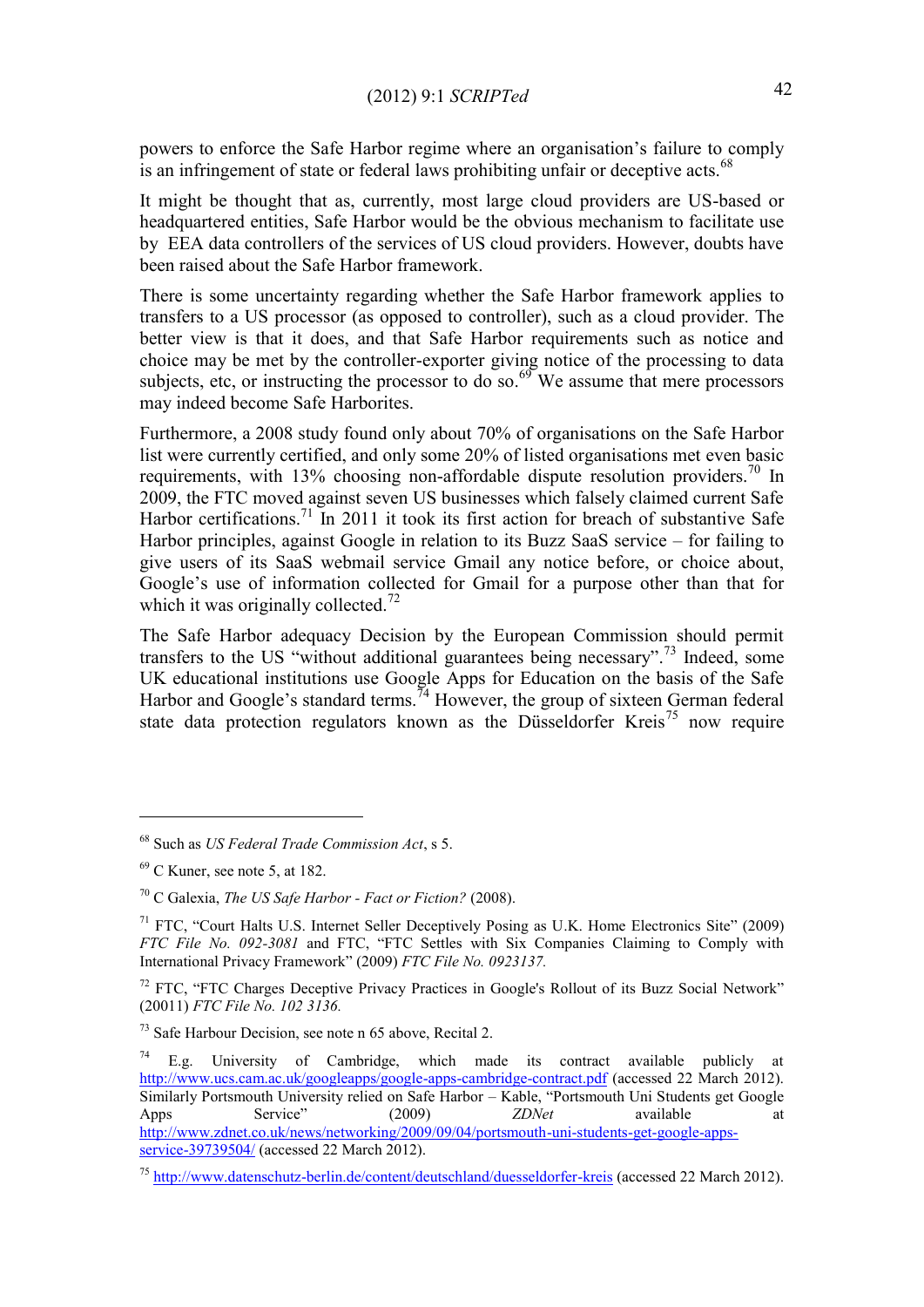powers to enforce the Safe Harbor regime where an organisation's failure to comply is an infringement of state or federal laws prohibiting unfair or deceptive acts.[68]

It might be thought that as, currently, most large cloud providers are US-based or headquartered entities, Safe Harbor would be the obvious mechanism to facilitate use by EEA data controllers of the services of US cloud providers. However, doubts have been raised about the Safe Harbor framework.

There is some uncertainty regarding whether the Safe Harbor framework applies to transfers to a US processor (as opposed to controller), such as a cloud provider. The better view is that it does, and that Safe Harbor requirements such as notice and choice may be met by the controller-exporter giving notice of the processing to data subjects, etc, or instructing the processor to do so.[69] We assume that mere processors may indeed become Safe Harborites.

Furthermore, a 2008 study found only about 70% of organisations on the Safe Harbor list were currently certified, and only some 20% of listed organisations met even basic requirements, with 13% choosing non-affordable dispute resolution providers.[70] In 2009, the FTC moved against seven US businesses which falsely claimed current Safe Harbor certifications.[71] In 2011 it took its first action for breach of substantive Safe Harbor principles, against Google in relation to its Buzz SaaS service – for failing to give users of its SaaS webmail service Gmail any notice before, or choice about, Google's use of information collected for Gmail for a purpose other than that for which it was originally collected.[72]

The Safe Harbor adequacy Decision by the European Commission should permit transfers to the US "without additional guarantees being necessary".[73] Indeed, some UK educational institutions use Google Apps for Education on the basis of the Safe Harbor and Google's standard terms.[74] However, the group of sixteen German federal state data protection regulators known as the Düsseldorfer Kreis[75] now require

---

[68] Such as *US Federal Trade Commission Act*, s 5.

[69] C Kuner, see note 5, at 182.

[70] C Galexia, *The US Safe Harbor - Fact or Fiction?* (2008).

[71] FTC, "Court Halts U.S. Internet Seller Deceptively Posing as U.K. Home Electronics Site" (2009) *FTC File No. 092-3081* and FTC, "FTC Settles with Six Companies Claiming to Comply with International Privacy Framework" (2009) *FTC File No. 0923137.*

[72] FTC, "FTC Charges Deceptive Privacy Practices in Google's Rollout of its Buzz Social Network" (20011) *FTC File No. 102 3136.*

[73] Safe Harbour Decision, see note n 65 above, Recital 2.

[74] E.g. University of Cambridge, which made its contract available publicly at http://www.ucs.cam.ac.uk/googleapps/google-apps-cambridge-contract.pdf (accessed 22 March 2012). Similarly Portsmouth University relied on Safe Harbor – Kable, "Portsmouth Uni Students get Google Apps Service" (2009) *ZDNet* available at http://www.zdnet.co.uk/news/networking/2009/09/04/portsmouth-uni-students-get-google-apps-service-39739504/ (accessed 22 March 2012).

[75] http://www.datenschutz-berlin.de/content/deutschland/duesseldorfer-kreis (accessed 22 March 2012).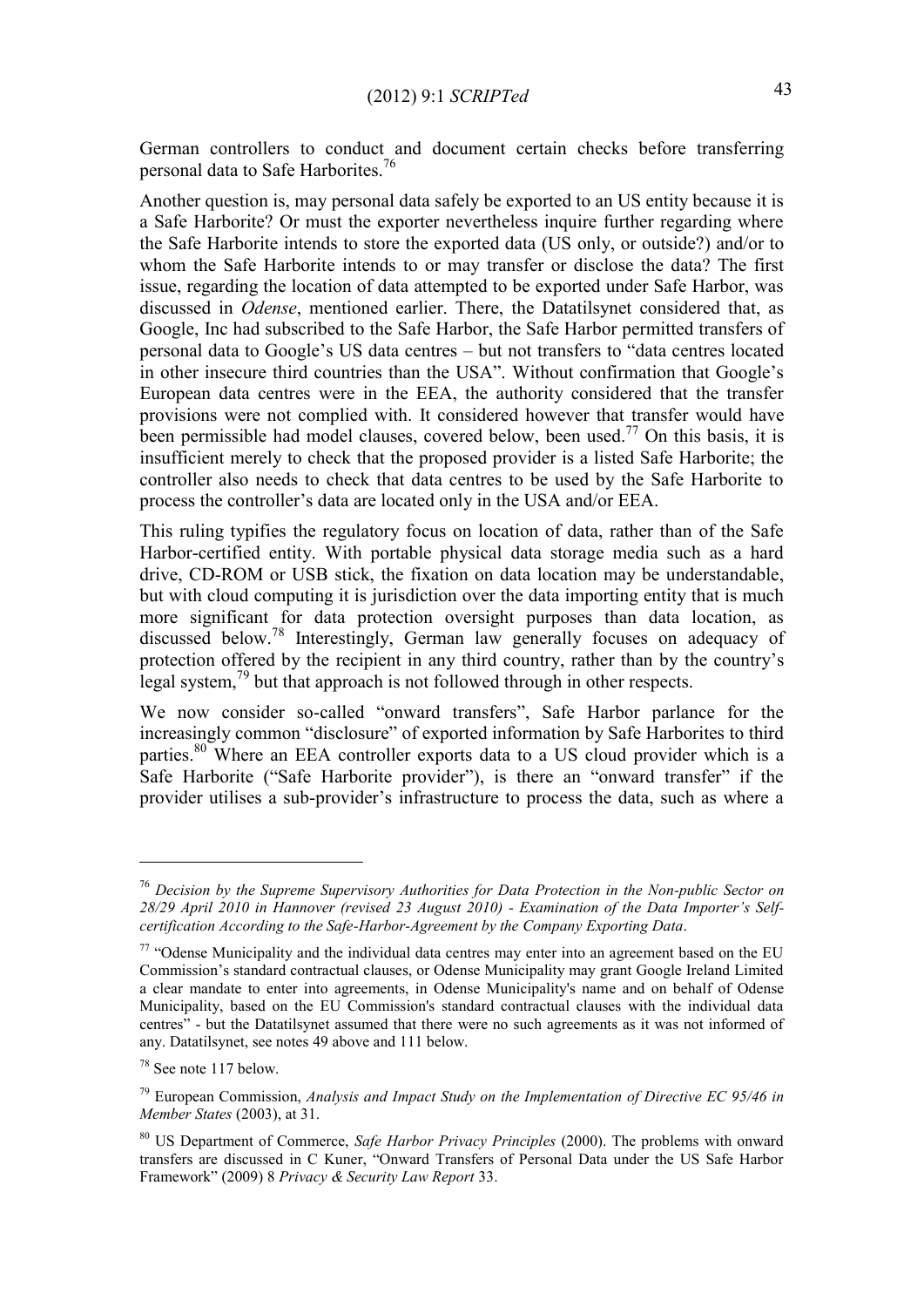German controllers to conduct and document certain checks before transferring personal data to Safe Harborites.[76]

Another question is, may personal data safely be exported to an US entity because it is a Safe Harborite? Or must the exporter nevertheless inquire further regarding where the Safe Harborite intends to store the exported data (US only, or outside?) and/or to whom the Safe Harborite intends to or may transfer or disclose the data? The first issue, regarding the location of data attempted to be exported under Safe Harbor, was discussed in *Odense*, mentioned earlier. There, the Datatilsynet considered that, as Google, Inc had subscribed to the Safe Harbor, the Safe Harbor permitted transfers of personal data to Google's US data centres – but not transfers to "data centres located in other insecure third countries than the USA". Without confirmation that Google's European data centres were in the EEA, the authority considered that the transfer provisions were not complied with. It considered however that transfer would have been permissible had model clauses, covered below, been used.[77] On this basis, it is insufficient merely to check that the proposed provider is a listed Safe Harborite; the controller also needs to check that data centres to be used by the Safe Harborite to process the controller's data are located only in the USA and/or EEA.

This ruling typifies the regulatory focus on location of data, rather than of the Safe Harbor-certified entity. With portable physical data storage media such as a hard drive, CD-ROM or USB stick, the fixation on data location may be understandable, but with cloud computing it is jurisdiction over the data importing entity that is much more significant for data protection oversight purposes than data location, as discussed below.[78] Interestingly, German law generally focuses on adequacy of protection offered by the recipient in any third country, rather than by the country's legal system,[79] but that approach is not followed through in other respects.

We now consider so-called "onward transfers", Safe Harbor parlance for the increasingly common "disclosure" of exported information by Safe Harborites to third parties.[80] Where an EEA controller exports data to a US cloud provider which is a Safe Harborite ("Safe Harborite provider"), is there an "onward transfer" if the provider utilises a sub-provider's infrastructure to process the data, such as where a

---

[76] *Decision by the Supreme Supervisory Authorities for Data Protection in the Non-public Sector on 28/29 April 2010 in Hannover (revised 23 August 2010) - Examination of the Data Importer's Self-certification According to the Safe-Harbor-Agreement by the Company Exporting Data*.

[77] "Odense Municipality and the individual data centres may enter into an agreement based on the EU Commission's standard contractual clauses, or Odense Municipality may grant Google Ireland Limited a clear mandate to enter into agreements, in Odense Municipality's name and on behalf of Odense Municipality, based on the EU Commission's standard contractual clauses with the individual data centres" - but the Datatilsynet assumed that there were no such agreements as it was not informed of any. Datatilsynet, see notes 49 above and 111 below.

[78] See note 117 below.

[79] European Commission, *Analysis and Impact Study on the Implementation of Directive EC 95/46 in Member States* (2003), at 31.

[80] US Department of Commerce, *Safe Harbor Privacy Principles* (2000). The problems with onward transfers are discussed in C Kuner, "Onward Transfers of Personal Data under the US Safe Harbor Framework" (2009) 8 *Privacy & Security Law Report* 33.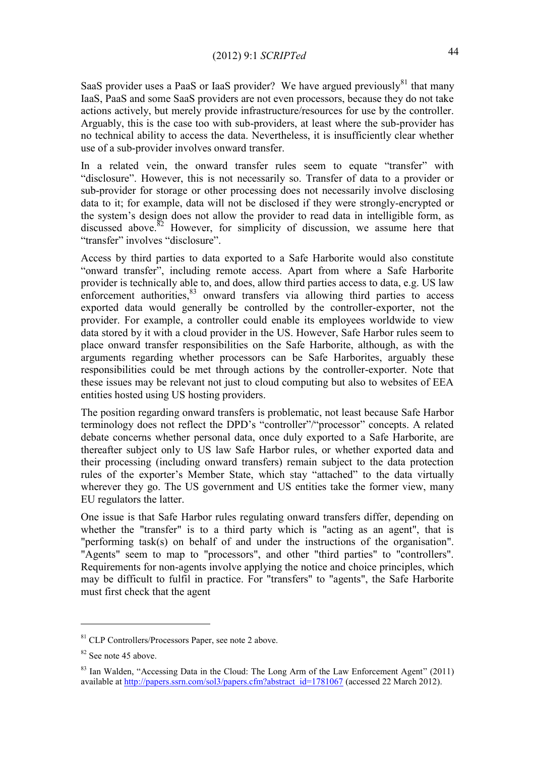SaaS provider uses a PaaS or IaaS provider? We have argued previously[81] that many IaaS, PaaS and some SaaS providers are not even processors, because they do not take actions actively, but merely provide infrastructure/resources for use by the controller. Arguably, this is the case too with sub-providers, at least where the sub-provider has no technical ability to access the data. Nevertheless, it is insufficiently clear whether use of a sub-provider involves onward transfer.

In a related vein, the onward transfer rules seem to equate "transfer" with "disclosure". However, this is not necessarily so. Transfer of data to a provider or sub-provider for storage or other processing does not necessarily involve disclosing data to it; for example, data will not be disclosed if they were strongly-encrypted or the system's design does not allow the provider to read data in intelligible form, as discussed above.[82] However, for simplicity of discussion, we assume here that "transfer" involves "disclosure".

Access by third parties to data exported to a Safe Harborite would also constitute "onward transfer", including remote access. Apart from where a Safe Harborite provider is technically able to, and does, allow third parties access to data, e.g. US law enforcement authorities,[83] onward transfers via allowing third parties to access exported data would generally be controlled by the controller-exporter, not the provider. For example, a controller could enable its employees worldwide to view data stored by it with a cloud provider in the US. However, Safe Harbor rules seem to place onward transfer responsibilities on the Safe Harborite, although, as with the arguments regarding whether processors can be Safe Harborites, arguably these responsibilities could be met through actions by the controller-exporter. Note that these issues may be relevant not just to cloud computing but also to websites of EEA entities hosted using US hosting providers.

The position regarding onward transfers is problematic, not least because Safe Harbor terminology does not reflect the DPD's "controller"/"processor" concepts. A related debate concerns whether personal data, once duly exported to a Safe Harborite, are thereafter subject only to US law Safe Harbor rules, or whether exported data and their processing (including onward transfers) remain subject to the data protection rules of the exporter's Member State, which stay "attached" to the data virtually wherever they go. The US government and US entities take the former view, many EU regulators the latter.

One issue is that Safe Harbor rules regulating onward transfers differ, depending on whether the "transfer" is to a third party which is "acting as an agent", that is "performing task(s) on behalf of and under the instructions of the organisation". "Agents" seem to map to "processors", and other "third parties" to "controllers". Requirements for non-agents involve applying the notice and choice principles, which may be difficult to fulfil in practice. For "transfers" to "agents", the Safe Harborite must first check that the agent

---

[81] CLP Controllers/Processors Paper, see note 2 above.

[82] See note 45 above.

[83] Ian Walden, "Accessing Data in the Cloud: The Long Arm of the Law Enforcement Agent" (2011) available at http://papers.ssrn.com/sol3/papers.cfm?abstract_id=1781067 (accessed 22 March 2012).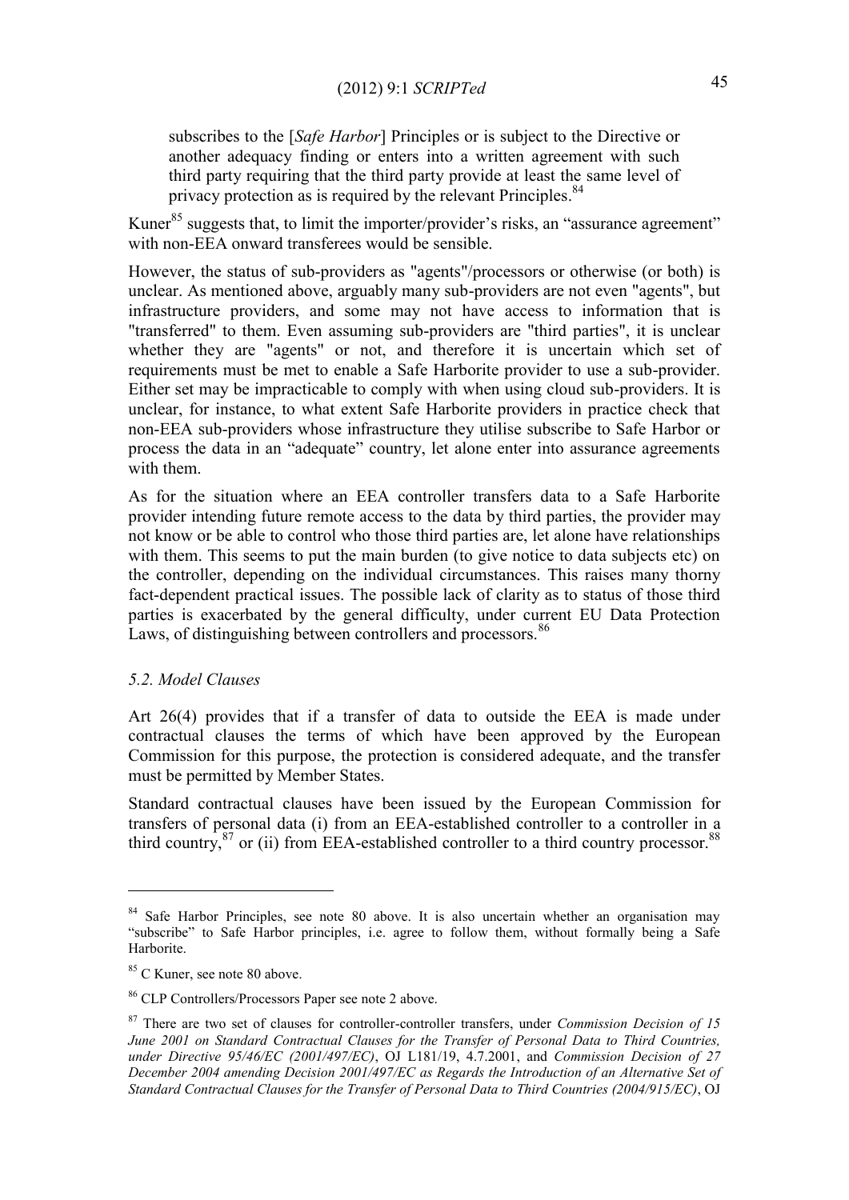> subscribes to the [*Safe Harbor*] Principles or is subject to the Directive or another adequacy finding or enters into a written agreement with such third party requiring that the third party provide at least the same level of privacy protection as is required by the relevant Principles.[84]

Kuner[85] suggests that, to limit the importer/provider's risks, an "assurance agreement" with non-EEA onward transferees would be sensible.

However, the status of sub-providers as "agents"/processors or otherwise (or both) is unclear. As mentioned above, arguably many sub-providers are not even "agents", but infrastructure providers, and some may not have access to information that is "transferred" to them. Even assuming sub-providers are "third parties", it is unclear whether they are "agents" or not, and therefore it is uncertain which set of requirements must be met to enable a Safe Harborite provider to use a sub-provider. Either set may be impracticable to comply with when using cloud sub-providers. It is unclear, for instance, to what extent Safe Harborite providers in practice check that non-EEA sub-providers whose infrastructure they utilise subscribe to Safe Harbor or process the data in an "adequate" country, let alone enter into assurance agreements with them.

As for the situation where an EEA controller transfers data to a Safe Harborite provider intending future remote access to the data by third parties, the provider may not know or be able to control who those third parties are, let alone have relationships with them. This seems to put the main burden (to give notice to data subjects etc) on the controller, depending on the individual circumstances. This raises many thorny fact-dependent practical issues. The possible lack of clarity as to status of those third parties is exacerbated by the general difficulty, under current EU Data Protection Laws, of distinguishing between controllers and processors.[86]

### *5.2. Model Clauses*

Art 26(4) provides that if a transfer of data to outside the EEA is made under contractual clauses the terms of which have been approved by the European Commission for this purpose, the protection is considered adequate, and the transfer must be permitted by Member States.

Standard contractual clauses have been issued by the European Commission for transfers of personal data (i) from an EEA-established controller to a controller in a third country,[87] or (ii) from EEA-established controller to a third country processor.[88]

---

[84] Safe Harbor Principles, see note 80 above. It is also uncertain whether an organisation may "subscribe" to Safe Harbor principles, i.e. agree to follow them, without formally being a Safe Harborite.

[85] C Kuner, see note 80 above.

[86] CLP Controllers/Processors Paper see note 2 above.

[87] There are two set of clauses for controller-controller transfers, under *Commission Decision of 15 June 2001 on Standard Contractual Clauses for the Transfer of Personal Data to Third Countries, under Directive 95/46/EC (2001/497/EC)*, OJ L181/19, 4.7.2001, and *Commission Decision of 27 December 2004 amending Decision 2001/497/EC as Regards the Introduction of an Alternative Set of Standard Contractual Clauses for the Transfer of Personal Data to Third Countries (2004/915/EC)*, OJ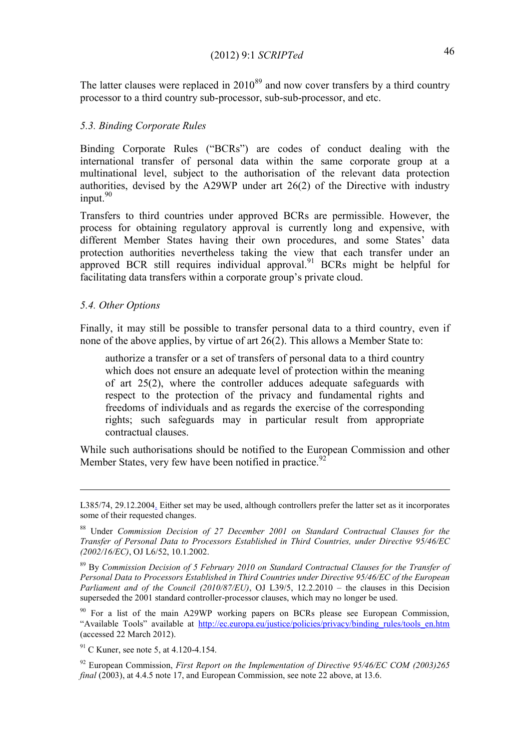The latter clauses were replaced in 2010[89] and now cover transfers by a third country processor to a third country sub-processor, sub-sub-processor, and etc.

### *5.3. Binding Corporate Rules*

Binding Corporate Rules ("BCRs") are codes of conduct dealing with the international transfer of personal data within the same corporate group at a multinational level, subject to the authorisation of the relevant data protection authorities, devised by the A29WP under art 26(2) of the Directive with industry input.[90]

Transfers to third countries under approved BCRs are permissible. However, the process for obtaining regulatory approval is currently long and expensive, with different Member States having their own procedures, and some States' data protection authorities nevertheless taking the view that each transfer under an approved BCR still requires individual approval.[91] BCRs might be helpful for facilitating data transfers within a corporate group's private cloud.

### *5.4. Other Options*

Finally, it may still be possible to transfer personal data to a third country, even if none of the above applies, by virtue of art 26(2). This allows a Member State to:

> authorize a transfer or a set of transfers of personal data to a third country which does not ensure an adequate level of protection within the meaning of art 25(2), where the controller adduces adequate safeguards with respect to the protection of the privacy and fundamental rights and freedoms of individuals and as regards the exercise of the corresponding rights; such safeguards may in particular result from appropriate contractual clauses.

While such authorisations should be notified to the European Commission and other Member States, very few have been notified in practice.[92]

---

L385/74, 29.12.2004. Either set may be used, although controllers prefer the latter set as it incorporates some of their requested changes.

[88] Under *Commission Decision of 27 December 2001 on Standard Contractual Clauses for the Transfer of Personal Data to Processors Established in Third Countries, under Directive 95/46/EC (2002/16/EC)*, OJ L6/52, 10.1.2002.

[89] By *Commission Decision of 5 February 2010 on Standard Contractual Clauses for the Transfer of Personal Data to Processors Established in Third Countries under Directive 95/46/EC of the European Parliament and of the Council (2010/87/EU)*, OJ L39/5, 12.2.2010 – the clauses in this Decision superseded the 2001 standard controller-processor clauses, which may no longer be used.

[90] For a list of the main A29WP working papers on BCRs please see European Commission, "Available Tools" available at http://ec.europa.eu/justice/policies/privacy/binding_rules/tools_en.htm (accessed 22 March 2012).

[91] C Kuner, see note 5, at 4.120-4.154.

[92] European Commission, *First Report on the Implementation of Directive 95/46/EC COM (2003)265 final* (2003), at 4.4.5 note 17, and European Commission, see note 22 above, at 13.6.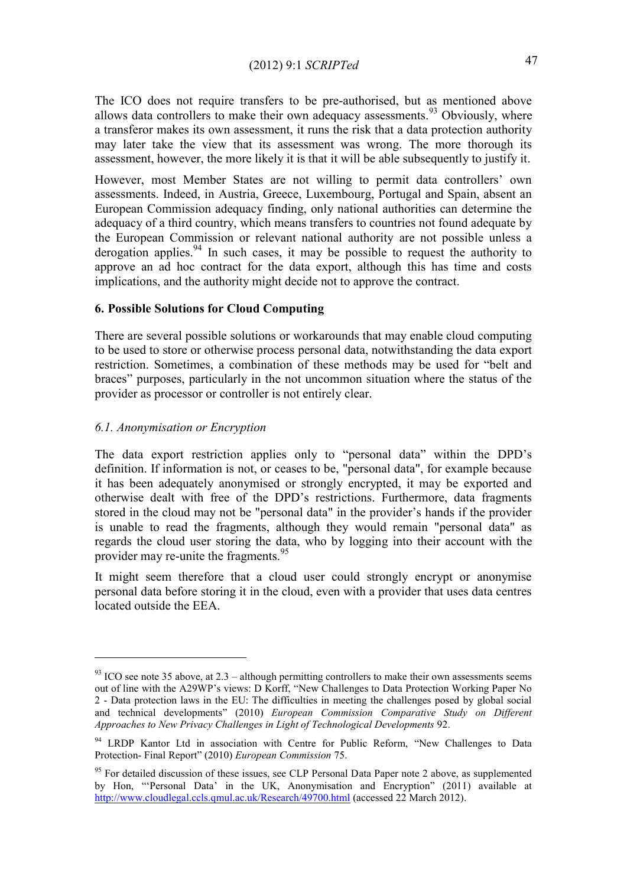The ICO does not require transfers to be pre-authorised, but as mentioned above allows data controllers to make their own adequacy assessments.[93] Obviously, where a transferor makes its own assessment, it runs the risk that a data protection authority may later take the view that its assessment was wrong. The more thorough its assessment, however, the more likely it is that it will be able subsequently to justify it.

However, most Member States are not willing to permit data controllers' own assessments. Indeed, in Austria, Greece, Luxembourg, Portugal and Spain, absent an European Commission adequacy finding, only national authorities can determine the adequacy of a third country, which means transfers to countries not found adequate by the European Commission or relevant national authority are not possible unless a derogation applies.[94] In such cases, it may be possible to request the authority to approve an ad hoc contract for the data export, although this has time and costs implications, and the authority might decide not to approve the contract.

### 6. Possible Solutions for Cloud Computing

There are several possible solutions or workarounds that may enable cloud computing to be used to store or otherwise process personal data, notwithstanding the data export restriction. Sometimes, a combination of these methods may be used for "belt and braces" purposes, particularly in the not uncommon situation where the status of the provider as processor or controller is not entirely clear.

#### *6.1. Anonymisation or Encryption*

The data export restriction applies only to "personal data" within the DPD's definition. If information is not, or ceases to be, "personal data", for example because it has been adequately anonymised or strongly encrypted, it may be exported and otherwise dealt with free of the DPD's restrictions. Furthermore, data fragments stored in the cloud may not be "personal data" in the provider's hands if the provider is unable to read the fragments, although they would remain "personal data" as regards the cloud user storing the data, who by logging into their account with the provider may re-unite the fragments.[95]

It might seem therefore that a cloud user could strongly encrypt or anonymise personal data before storing it in the cloud, even with a provider that uses data centres located outside the EEA.

---

[93] ICO see note 35 above, at 2.3 – although permitting controllers to make their own assessments seems out of line with the A29WP's views: D Korff, "New Challenges to Data Protection Working Paper No 2 - Data protection laws in the EU: The difficulties in meeting the challenges posed by global social and technical developments" (2010) *European Commission Comparative Study on Different Approaches to New Privacy Challenges in Light of Technological Developments* 92.

[94] LRDP Kantor Ltd in association with Centre for Public Reform, "New Challenges to Data Protection- Final Report" (2010) *European Commission* 75.

[95] For detailed discussion of these issues, see CLP Personal Data Paper note 2 above, as supplemented by Hon, "'Personal Data' in the UK, Anonymisation and Encryption" (2011) available at http://www.cloudlegal.ccls.qmul.ac.uk/Research/49700.html (accessed 22 March 2012).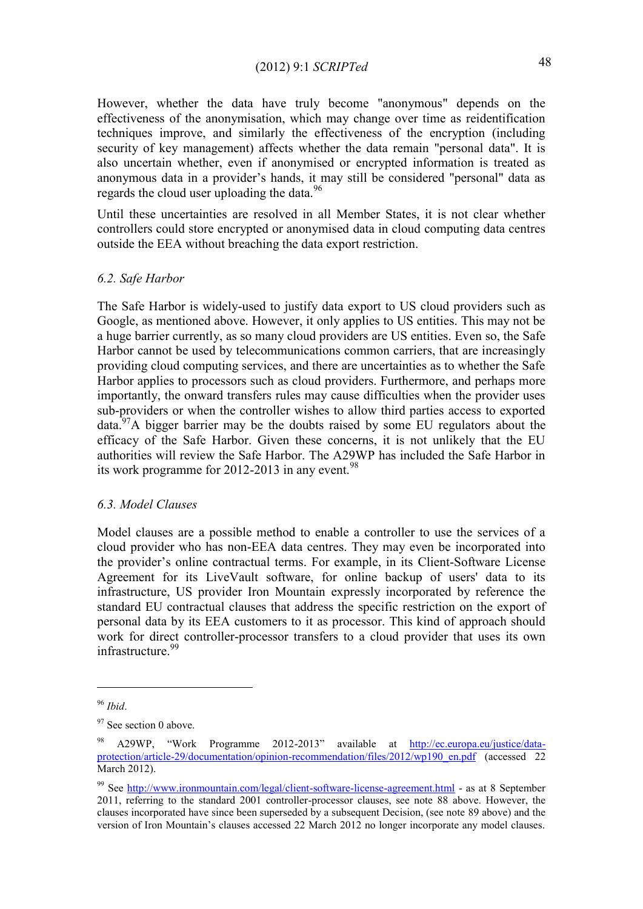However, whether the data have truly become "anonymous" depends on the effectiveness of the anonymisation, which may change over time as reidentification techniques improve, and similarly the effectiveness of the encryption (including security of key management) affects whether the data remain "personal data". It is also uncertain whether, even if anonymised or encrypted information is treated as anonymous data in a provider's hands, it may still be considered "personal" data as regards the cloud user uploading the data.[96]

Until these uncertainties are resolved in all Member States, it is not clear whether controllers could store encrypted or anonymised data in cloud computing data centres outside the EEA without breaching the data export restriction.

### *6.2. Safe Harbor*

The Safe Harbor is widely-used to justify data export to US cloud providers such as Google, as mentioned above. However, it only applies to US entities. This may not be a huge barrier currently, as so many cloud providers are US entities. Even so, the Safe Harbor cannot be used by telecommunications common carriers, that are increasingly providing cloud computing services, and there are uncertainties as to whether the Safe Harbor applies to processors such as cloud providers. Furthermore, and perhaps more importantly, the onward transfers rules may cause difficulties when the provider uses sub-providers or when the controller wishes to allow third parties access to exported data.[97]A bigger barrier may be the doubts raised by some EU regulators about the efficacy of the Safe Harbor. Given these concerns, it is not unlikely that the EU authorities will review the Safe Harbor. The A29WP has included the Safe Harbor in its work programme for 2012-2013 in any event.[98]

### *6.3. Model Clauses*

Model clauses are a possible method to enable a controller to use the services of a cloud provider who has non-EEA data centres. They may even be incorporated into the provider's online contractual terms. For example, in its Client-Software License Agreement for its LiveVault software, for online backup of users' data to its infrastructure, US provider Iron Mountain expressly incorporated by reference the standard EU contractual clauses that address the specific restriction on the export of personal data by its EEA customers to it as processor. This kind of approach should work for direct controller-processor transfers to a cloud provider that uses its own infrastructure.[99]

---

[96] *Ibid*.

[97] See section 0 above.

[98] A29WP, "Work Programme 2012-2013" available at http://ec.europa.eu/justice/data-protection/article-29/documentation/opinion-recommendation/files/2012/wp190_en.pdf (accessed 22 March 2012).

[99] See http://www.ironmountain.com/legal/client-software-license-agreement.html - as at 8 September 2011, referring to the standard 2001 controller-processor clauses, see note 88 above. However, the clauses incorporated have since been superseded by a subsequent Decision, (see note 89 above) and the version of Iron Mountain's clauses accessed 22 March 2012 no longer incorporate any model clauses.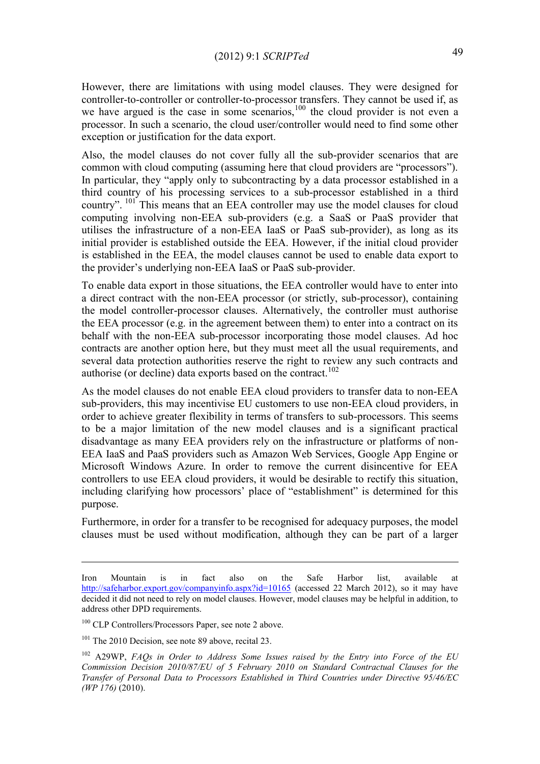However, there are limitations with using model clauses. They were designed for controller-to-controller or controller-to-processor transfers. They cannot be used if, as we have argued is the case in some scenarios,[100] the cloud provider is not even a processor. In such a scenario, the cloud user/controller would need to find some other exception or justification for the data export.

Also, the model clauses do not cover fully all the sub-provider scenarios that are common with cloud computing (assuming here that cloud providers are "processors"). In particular, they "apply only to subcontracting by a data processor established in a third country of his processing services to a sub-processor established in a third country". [101] This means that an EEA controller may use the model clauses for cloud computing involving non-EEA sub-providers (e.g. a SaaS or PaaS provider that utilises the infrastructure of a non-EEA IaaS or PaaS sub-provider), as long as its initial provider is established outside the EEA. However, if the initial cloud provider is established in the EEA, the model clauses cannot be used to enable data export to the provider's underlying non-EEA IaaS or PaaS sub-provider.

To enable data export in those situations, the EEA controller would have to enter into a direct contract with the non-EEA processor (or strictly, sub-processor), containing the model controller-processor clauses. Alternatively, the controller must authorise the EEA processor (e.g. in the agreement between them) to enter into a contract on its behalf with the non-EEA sub-processor incorporating those model clauses. Ad hoc contracts are another option here, but they must meet all the usual requirements, and several data protection authorities reserve the right to review any such contracts and authorise (or decline) data exports based on the contract.[102]

As the model clauses do not enable EEA cloud providers to transfer data to non-EEA sub-providers, this may incentivise EU customers to use non-EEA cloud providers, in order to achieve greater flexibility in terms of transfers to sub-processors. This seems to be a major limitation of the new model clauses and is a significant practical disadvantage as many EEA providers rely on the infrastructure or platforms of non-EEA IaaS and PaaS providers such as Amazon Web Services, Google App Engine or Microsoft Windows Azure. In order to remove the current disincentive for EEA controllers to use EEA cloud providers, it would be desirable to rectify this situation, including clarifying how processors' place of "establishment" is determined for this purpose.

Furthermore, in order for a transfer to be recognised for adequacy purposes, the model clauses must be used without modification, although they can be part of a larger

---

Iron Mountain is in fact also on the Safe Harbor list, available at http://safeharbor.export.gov/companyinfo.aspx?id=10165 (accessed 22 March 2012), so it may have decided it did not need to rely on model clauses. However, model clauses may be helpful in addition, to address other DPD requirements.

[100] CLP Controllers/Processors Paper, see note 2 above.

[101] The 2010 Decision, see note 89 above, recital 23.

[102] A29WP, *FAQs in Order to Address Some Issues raised by the Entry into Force of the EU Commission Decision 2010/87/EU of 5 February 2010 on Standard Contractual Clauses for the Transfer of Personal Data to Processors Established in Third Countries under Directive 95/46/EC (WP 176)* (2010).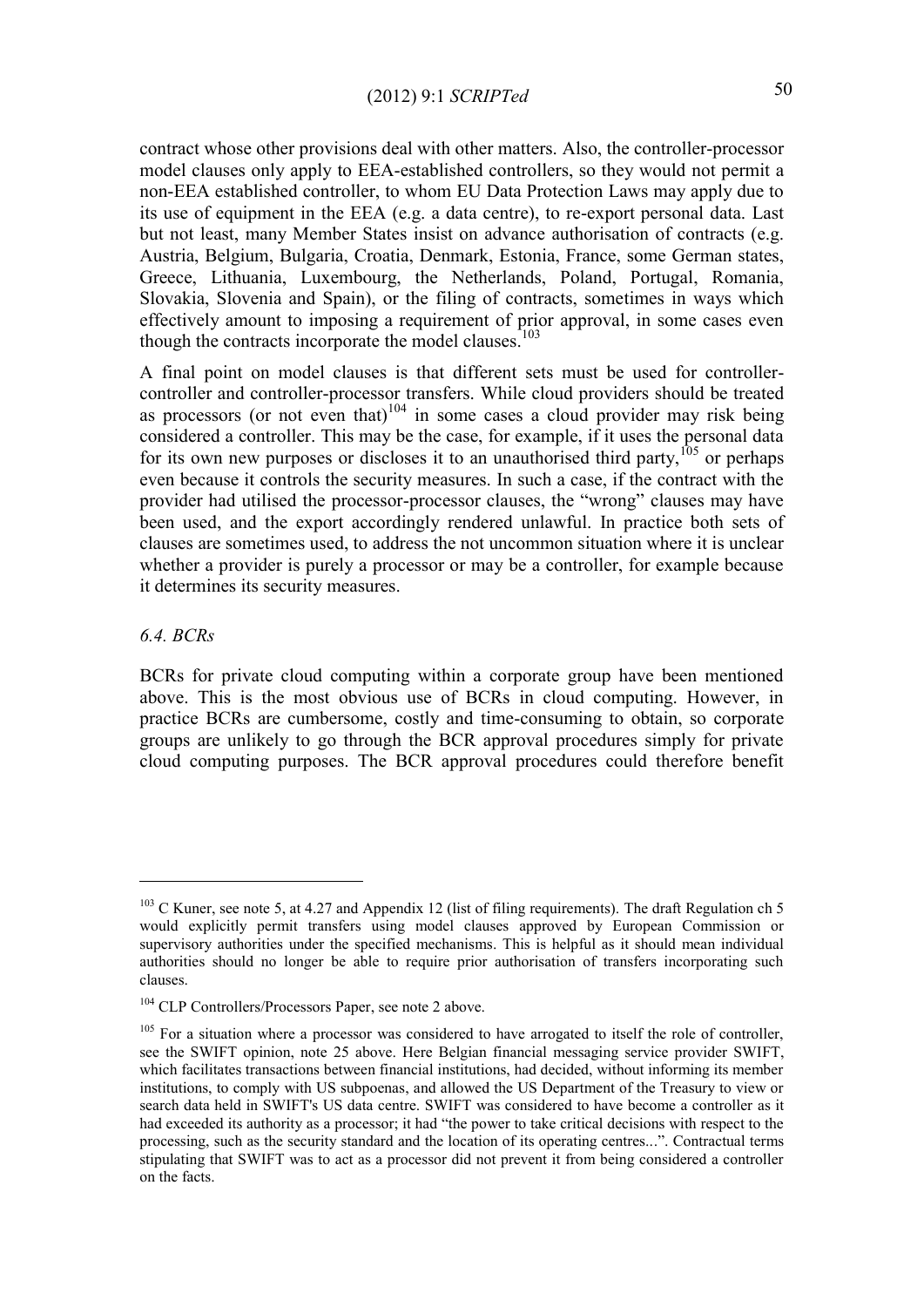contract whose other provisions deal with other matters. Also, the controller-processor model clauses only apply to EEA-established controllers, so they would not permit a non-EEA established controller, to whom EU Data Protection Laws may apply due to its use of equipment in the EEA (e.g. a data centre), to re-export personal data. Last but not least, many Member States insist on advance authorisation of contracts (e.g. Austria, Belgium, Bulgaria, Croatia, Denmark, Estonia, France, some German states, Greece, Lithuania, Luxembourg, the Netherlands, Poland, Portugal, Romania, Slovakia, Slovenia and Spain), or the filing of contracts, sometimes in ways which effectively amount to imposing a requirement of prior approval, in some cases even though the contracts incorporate the model clauses.[103]

A final point on model clauses is that different sets must be used for controller-controller and controller-processor transfers. While cloud providers should be treated as processors (or not even that)[104] in some cases a cloud provider may risk being considered a controller. This may be the case, for example, if it uses the personal data for its own new purposes or discloses it to an unauthorised third party,[105] or perhaps even because it controls the security measures. In such a case, if the contract with the provider had utilised the processor-processor clauses, the "wrong" clauses may have been used, and the export accordingly rendered unlawful. In practice both sets of clauses are sometimes used, to address the not uncommon situation where it is unclear whether a provider is purely a processor or may be a controller, for example because it determines its security measures.

### *6.4. BCRs*

BCRs for private cloud computing within a corporate group have been mentioned above. This is the most obvious use of BCRs in cloud computing. However, in practice BCRs are cumbersome, costly and time-consuming to obtain, so corporate groups are unlikely to go through the BCR approval procedures simply for private cloud computing purposes. The BCR approval procedures could therefore benefit

---

[103] C Kuner, see note 5, at 4.27 and Appendix 12 (list of filing requirements). The draft Regulation ch 5 would explicitly permit transfers using model clauses approved by European Commission or supervisory authorities under the specified mechanisms. This is helpful as it should mean individual authorities should no longer be able to require prior authorisation of transfers incorporating such clauses.

[104] CLP Controllers/Processors Paper, see note 2 above.

[105] For a situation where a processor was considered to have arrogated to itself the role of controller, see the SWIFT opinion, note 25 above. Here Belgian financial messaging service provider SWIFT, which facilitates transactions between financial institutions, had decided, without informing its member institutions, to comply with US subpoenas, and allowed the US Department of the Treasury to view or search data held in SWIFT's US data centre. SWIFT was considered to have become a controller as it had exceeded its authority as a processor; it had "the power to take critical decisions with respect to the processing, such as the security standard and the location of its operating centres...". Contractual terms stipulating that SWIFT was to act as a processor did not prevent it from being considered a controller on the facts.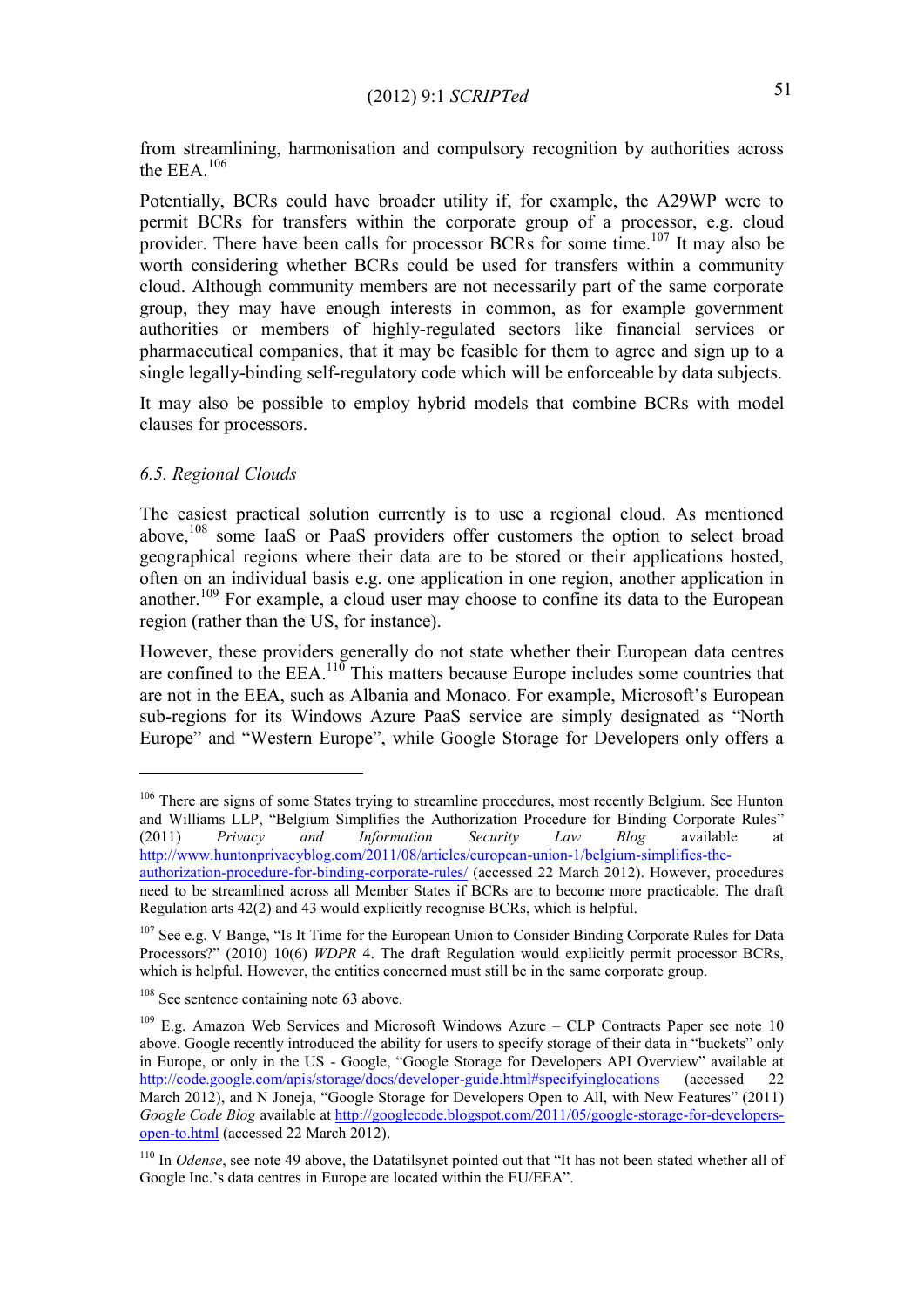from streamlining, harmonisation and compulsory recognition by authorities across the EEA.[106]

Potentially, BCRs could have broader utility if, for example, the A29WP were to permit BCRs for transfers within the corporate group of a processor, e.g. cloud provider. There have been calls for processor BCRs for some time.[107] It may also be worth considering whether BCRs could be used for transfers within a community cloud. Although community members are not necessarily part of the same corporate group, they may have enough interests in common, as for example government authorities or members of highly-regulated sectors like financial services or pharmaceutical companies, that it may be feasible for them to agree and sign up to a single legally-binding self-regulatory code which will be enforceable by data subjects.

It may also be possible to employ hybrid models that combine BCRs with model clauses for processors.

### *6.5. Regional Clouds*

The easiest practical solution currently is to use a regional cloud. As mentioned above,[108] some IaaS or PaaS providers offer customers the option to select broad geographical regions where their data are to be stored or their applications hosted, often on an individual basis e.g. one application in one region, another application in another.[109] For example, a cloud user may choose to confine its data to the European region (rather than the US, for instance).

However, these providers generally do not state whether their European data centres are confined to the EEA.[110] This matters because Europe includes some countries that are not in the EEA, such as Albania and Monaco. For example, Microsoft's European sub-regions for its Windows Azure PaaS service are simply designated as "North Europe" and "Western Europe", while Google Storage for Developers only offers a

---

[106] There are signs of some States trying to streamline procedures, most recently Belgium. See Hunton and Williams LLP, "Belgium Simplifies the Authorization Procedure for Binding Corporate Rules" (2011) *Privacy and Information Security Law Blog* available at http://www.huntonprivacyblog.com/2011/08/articles/european-union-1/belgium-simplifies-the-authorization-procedure-for-binding-corporate-rules/ (accessed 22 March 2012). However, procedures need to be streamlined across all Member States if BCRs are to become more practicable. The draft Regulation arts 42(2) and 43 would explicitly recognise BCRs, which is helpful.

[107] See e.g. V Bange, "Is It Time for the European Union to Consider Binding Corporate Rules for Data Processors?" (2010) 10(6) *WDPR* 4. The draft Regulation would explicitly permit processor BCRs, which is helpful. However, the entities concerned must still be in the same corporate group.

[108] See sentence containing note 63 above.

[109] E.g. Amazon Web Services and Microsoft Windows Azure – CLP Contracts Paper see note 10 above. Google recently introduced the ability for users to specify storage of their data in "buckets" only in Europe, or only in the US - Google, "Google Storage for Developers API Overview" available at http://code.google.com/apis/storage/docs/developer-guide.html#specifyinglocations (accessed 22 March 2012), and N Joneja, "Google Storage for Developers Open to All, with New Features" (2011) *Google Code Blog* available at http://googlecode.blogspot.com/2011/05/google-storage-for-developers-open-to.html (accessed 22 March 2012).

[110] In *Odense*, see note 49 above, the Datatilsynet pointed out that "It has not been stated whether all of Google Inc.'s data centres in Europe are located within the EU/EEA".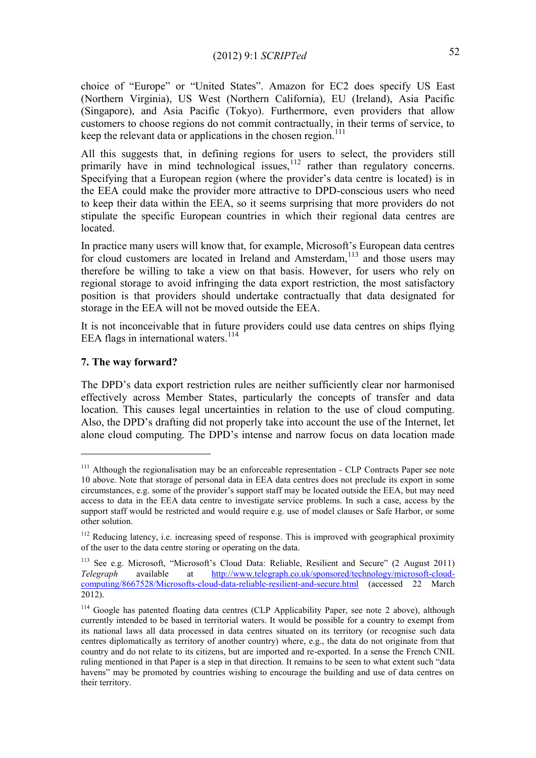choice of "Europe" or "United States". Amazon for EC2 does specify US East (Northern Virginia), US West (Northern California), EU (Ireland), Asia Pacific (Singapore), and Asia Pacific (Tokyo). Furthermore, even providers that allow customers to choose regions do not commit contractually, in their terms of service, to keep the relevant data or applications in the chosen region.[111]

All this suggests that, in defining regions for users to select, the providers still primarily have in mind technological issues,[112] rather than regulatory concerns. Specifying that a European region (where the provider's data centre is located) is in the EEA could make the provider more attractive to DPD-conscious users who need to keep their data within the EEA, so it seems surprising that more providers do not stipulate the specific European countries in which their regional data centres are located.

In practice many users will know that, for example, Microsoft's European data centres for cloud customers are located in Ireland and Amsterdam,[113] and those users may therefore be willing to take a view on that basis. However, for users who rely on regional storage to avoid infringing the data export restriction, the most satisfactory position is that providers should undertake contractually that data designated for storage in the EEA will not be moved outside the EEA.

It is not inconceivable that in future providers could use data centres on ships flying EEA flags in international waters.[114]

### 7. The way forward?

The DPD's data export restriction rules are neither sufficiently clear nor harmonised effectively across Member States, particularly the concepts of transfer and data location. This causes legal uncertainties in relation to the use of cloud computing. Also, the DPD's drafting did not properly take into account the use of the Internet, let alone cloud computing. The DPD's intense and narrow focus on data location made

---

[111] Although the regionalisation may be an enforceable representation - CLP Contracts Paper see note 10 above. Note that storage of personal data in EEA data centres does not preclude its export in some circumstances, e.g. some of the provider's support staff may be located outside the EEA, but may need access to data in the EEA data centre to investigate service problems. In such a case, access by the support staff would be restricted and would require e.g. use of model clauses or Safe Harbor, or some other solution.

[112] Reducing latency, i.e. increasing speed of response. This is improved with geographical proximity of the user to the data centre storing or operating on the data.

[113] See e.g. Microsoft, "Microsoft's Cloud Data: Reliable, Resilient and Secure" (2 August 2011) *Telegraph* available at http://www.telegraph.co.uk/sponsored/technology/microsoft-cloud-computing/8667528/Microsofts-cloud-data-reliable-resilient-and-secure.html (accessed 22 March 2012).

[114] Google has patented floating data centres (CLP Applicability Paper, see note 2 above), although currently intended to be based in territorial waters. It would be possible for a country to exempt from its national laws all data processed in data centres situated on its territory (or recognise such data centres diplomatically as territory of another country) where, e.g., the data do not originate from that country and do not relate to its citizens, but are imported and re-exported. In a sense the French CNIL ruling mentioned in that Paper is a step in that direction. It remains to be seen to what extent such "data havens" may be promoted by countries wishing to encourage the building and use of data centres on their territory.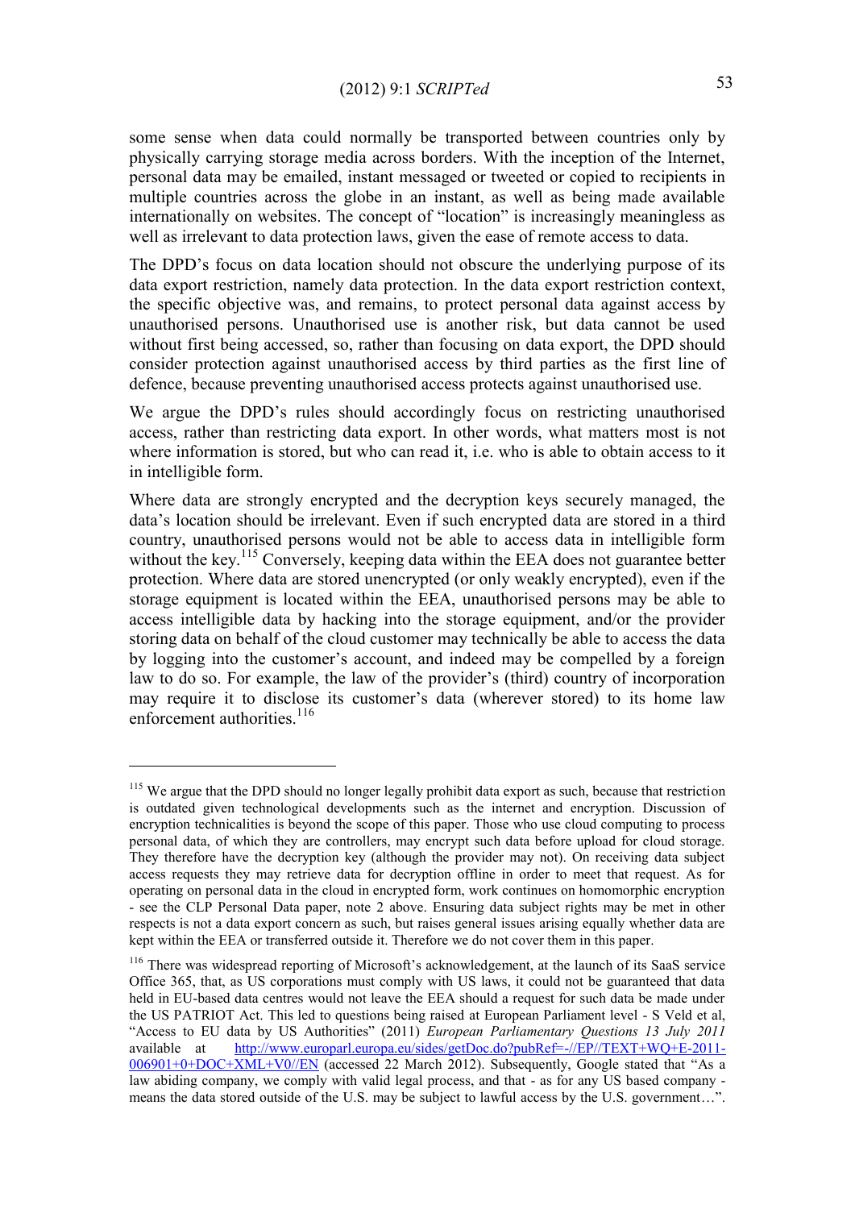some sense when data could normally be transported between countries only by physically carrying storage media across borders. With the inception of the Internet, personal data may be emailed, instant messaged or tweeted or copied to recipients in multiple countries across the globe in an instant, as well as being made available internationally on websites. The concept of "location" is increasingly meaningless as well as irrelevant to data protection laws, given the ease of remote access to data.

The DPD's focus on data location should not obscure the underlying purpose of its data export restriction, namely data protection. In the data export restriction context, the specific objective was, and remains, to protect personal data against access by unauthorised persons. Unauthorised use is another risk, but data cannot be used without first being accessed, so, rather than focusing on data export, the DPD should consider protection against unauthorised access by third parties as the first line of defence, because preventing unauthorised access protects against unauthorised use.

We argue the DPD's rules should accordingly focus on restricting unauthorised access, rather than restricting data export. In other words, what matters most is not where information is stored, but who can read it, i.e. who is able to obtain access to it in intelligible form.

Where data are strongly encrypted and the decryption keys securely managed, the data's location should be irrelevant. Even if such encrypted data are stored in a third country, unauthorised persons would not be able to access data in intelligible form without the key.[115] Conversely, keeping data within the EEA does not guarantee better protection. Where data are stored unencrypted (or only weakly encrypted), even if the storage equipment is located within the EEA, unauthorised persons may be able to access intelligible data by hacking into the storage equipment, and/or the provider storing data on behalf of the cloud customer may technically be able to access the data by logging into the customer's account, and indeed may be compelled by a foreign law to do so. For example, the law of the provider's (third) country of incorporation may require it to disclose its customer's data (wherever stored) to its home law enforcement authorities.[116]

---

[115] We argue that the DPD should no longer legally prohibit data export as such, because that restriction is outdated given technological developments such as the internet and encryption. Discussion of encryption technicalities is beyond the scope of this paper. Those who use cloud computing to process personal data, of which they are controllers, may encrypt such data before upload for cloud storage. They therefore have the decryption key (although the provider may not). On receiving data subject access requests they may retrieve data for decryption offline in order to meet that request. As for operating on personal data in the cloud in encrypted form, work continues on homomorphic encryption - see the CLP Personal Data paper, note 2 above. Ensuring data subject rights may be met in other respects is not a data export concern as such, but raises general issues arising equally whether data are kept within the EEA or transferred outside it. Therefore we do not cover them in this paper.

[116] There was widespread reporting of Microsoft's acknowledgement, at the launch of its SaaS service Office 365, that, as US corporations must comply with US laws, it could not be guaranteed that data held in EU-based data centres would not leave the EEA should a request for such data be made under the US PATRIOT Act. This led to questions being raised at European Parliament level - S Veld et al, "Access to EU data by US Authorities" (2011) *European Parliamentary Questions 13 July 2011* available at http://www.europarl.europa.eu/sides/getDoc.do?pubRef=-//EP//TEXT+WQ+E-2011-006901+0+DOC+XML+V0//EN (accessed 22 March 2012). Subsequently, Google stated that "As a law abiding company, we comply with valid legal process, and that - as for any US based company - means the data stored outside of the U.S. may be subject to lawful access by the U.S. government…".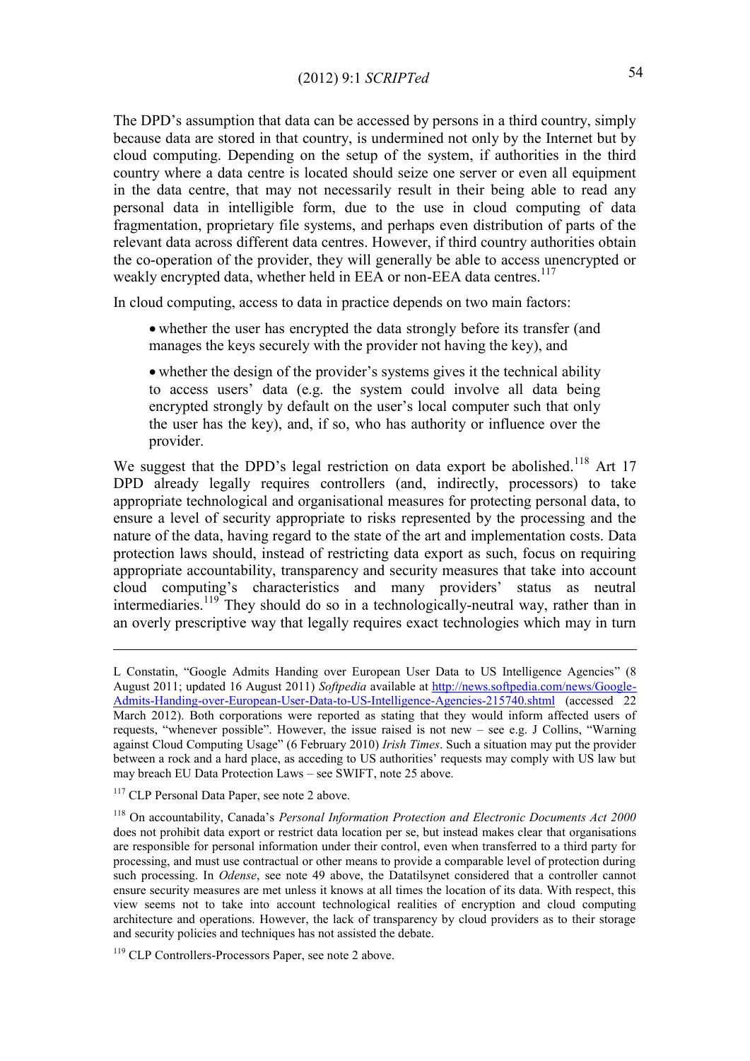The DPD's assumption that data can be accessed by persons in a third country, simply because data are stored in that country, is undermined not only by the Internet but by cloud computing. Depending on the setup of the system, if authorities in the third country where a data centre is located should seize one server or even all equipment in the data centre, that may not necessarily result in their being able to read any personal data in intelligible form, due to the use in cloud computing of data fragmentation, proprietary file systems, and perhaps even distribution of parts of the relevant data across different data centres. However, if third country authorities obtain the co-operation of the provider, they will generally be able to access unencrypted or weakly encrypted data, whether held in EEA or non-EEA data centres.[117]

In cloud computing, access to data in practice depends on two main factors:

- whether the user has encrypted the data strongly before its transfer (and manages the keys securely with the provider not having the key), and
- whether the design of the provider's systems gives it the technical ability to access users' data (e.g. the system could involve all data being encrypted strongly by default on the user's local computer such that only the user has the key), and, if so, who has authority or influence over the provider.

We suggest that the DPD's legal restriction on data export be abolished.[118] Art 17 DPD already legally requires controllers (and, indirectly, processors) to take appropriate technological and organisational measures for protecting personal data, to ensure a level of security appropriate to risks represented by the processing and the nature of the data, having regard to the state of the art and implementation costs. Data protection laws should, instead of restricting data export as such, focus on requiring appropriate accountability, transparency and security measures that take into account cloud computing's characteristics and many providers' status as neutral intermediaries.[119] They should do so in a technologically-neutral way, rather than in an overly prescriptive way that legally requires exact technologies which may in turn

---

L Constatin, "Google Admits Handing over European User Data to US Intelligence Agencies" (8 August 2011; updated 16 August 2011) *Softpedia* available at http://news.softpedia.com/news/Google-Admits-Handing-over-European-User-Data-to-US-Intelligence-Agencies-215740.shtml (accessed 22 March 2012). Both corporations were reported as stating that they would inform affected users of requests, "whenever possible". However, the issue raised is not new – see e.g. J Collins, "Warning against Cloud Computing Usage" (6 February 2010) *Irish Times*. Such a situation may put the provider between a rock and a hard place, as acceding to US authorities' requests may comply with US law but may breach EU Data Protection Laws – see SWIFT, note 25 above.

[117] CLP Personal Data Paper, see note 2 above.

[118] On accountability, Canada's *Personal Information Protection and Electronic Documents Act 2000* does not prohibit data export or restrict data location per se, but instead makes clear that organisations are responsible for personal information under their control, even when transferred to a third party for processing, and must use contractual or other means to provide a comparable level of protection during such processing. In *Odense*, see note 49 above, the Datatilsynet considered that a controller cannot ensure security measures are met unless it knows at all times the location of its data. With respect, this view seems not to take into account technological realities of encryption and cloud computing architecture and operations. However, the lack of transparency by cloud providers as to their storage and security policies and techniques has not assisted the debate.

[119] CLP Controllers-Processors Paper, see note 2 above.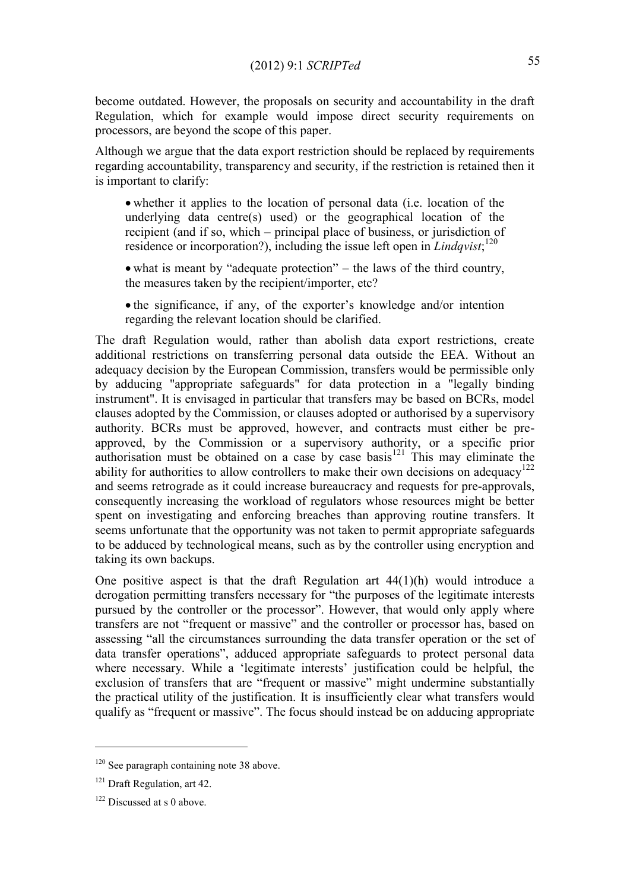become outdated. However, the proposals on security and accountability in the draft Regulation, which for example would impose direct security requirements on processors, are beyond the scope of this paper.

Although we argue that the data export restriction should be replaced by requirements regarding accountability, transparency and security, if the restriction is retained then it is important to clarify:

- whether it applies to the location of personal data (i.e. location of the underlying data centre(s) used) or the geographical location of the recipient (and if so, which – principal place of business, or jurisdiction of residence or incorporation?), including the issue left open in *Lindqvist*;[120]
- what is meant by "adequate protection" – the laws of the third country, the measures taken by the recipient/importer, etc?
- the significance, if any, of the exporter's knowledge and/or intention regarding the relevant location should be clarified.

The draft Regulation would, rather than abolish data export restrictions, create additional restrictions on transferring personal data outside the EEA. Without an adequacy decision by the European Commission, transfers would be permissible only by adducing "appropriate safeguards" for data protection in a "legally binding instrument". It is envisaged in particular that transfers may be based on BCRs, model clauses adopted by the Commission, or clauses adopted or authorised by a supervisory authority. BCRs must be approved, however, and contracts must either be pre-approved, by the Commission or a supervisory authority, or a specific prior authorisation must be obtained on a case by case basis[121] This may eliminate the ability for authorities to allow controllers to make their own decisions on adequacy[122] and seems retrograde as it could increase bureaucracy and requests for pre-approvals, consequently increasing the workload of regulators whose resources might be better spent on investigating and enforcing breaches than approving routine transfers. It seems unfortunate that the opportunity was not taken to permit appropriate safeguards to be adduced by technological means, such as by the controller using encryption and taking its own backups.

One positive aspect is that the draft Regulation art 44(1)(h) would introduce a derogation permitting transfers necessary for "the purposes of the legitimate interests pursued by the controller or the processor". However, that would only apply where transfers are not "frequent or massive" and the controller or processor has, based on assessing "all the circumstances surrounding the data transfer operation or the set of data transfer operations", adduced appropriate safeguards to protect personal data where necessary. While a 'legitimate interests' justification could be helpful, the exclusion of transfers that are "frequent or massive" might undermine substantially the practical utility of the justification. It is insufficiently clear what transfers would qualify as "frequent or massive". The focus should instead be on adducing appropriate

---

[120] See paragraph containing note 38 above.

[121] Draft Regulation, art 42.

[122] Discussed at s 0 above.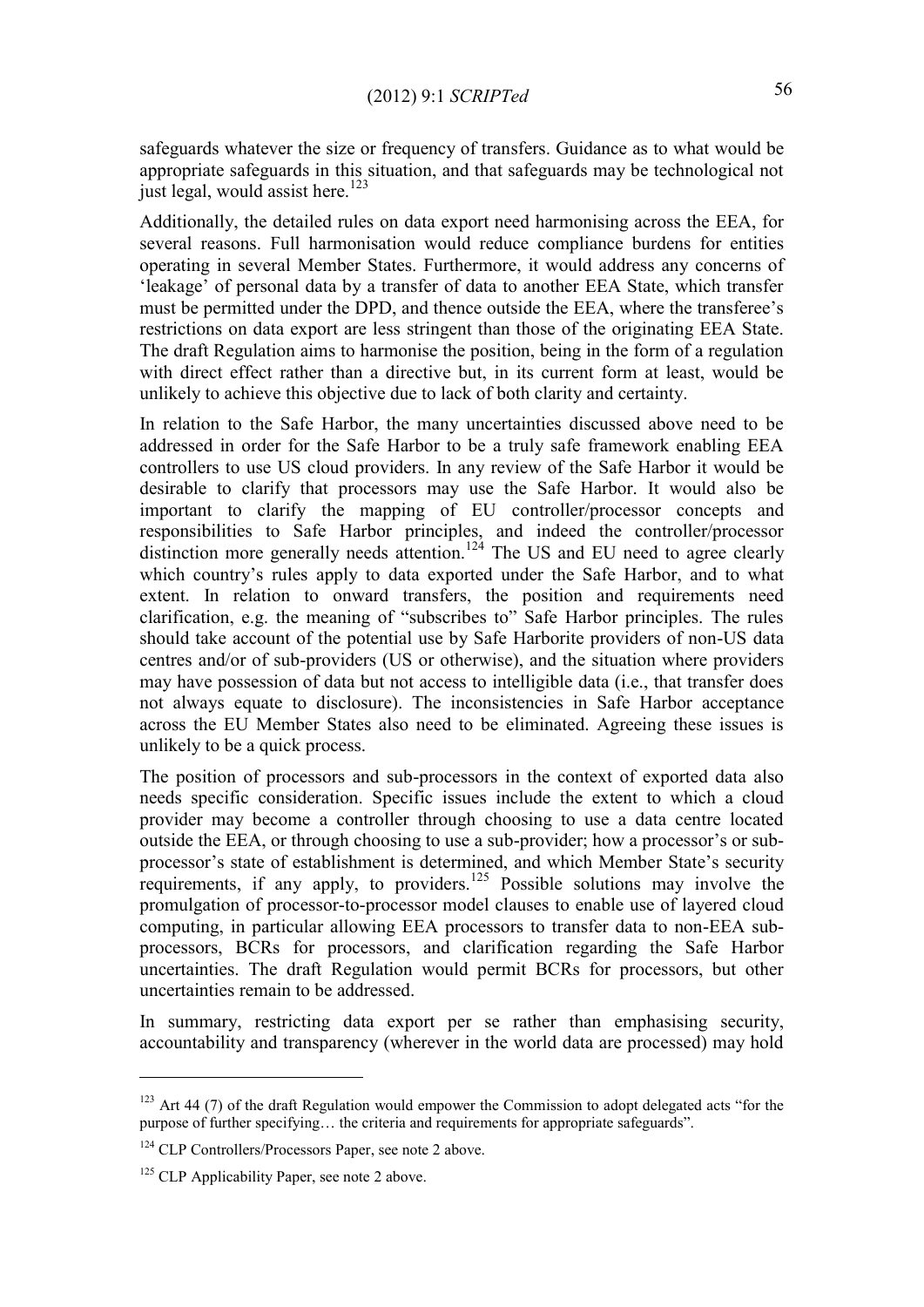safeguards whatever the size or frequency of transfers. Guidance as to what would be appropriate safeguards in this situation, and that safeguards may be technological not just legal, would assist here.[123]

Additionally, the detailed rules on data export need harmonising across the EEA, for several reasons. Full harmonisation would reduce compliance burdens for entities operating in several Member States. Furthermore, it would address any concerns of 'leakage' of personal data by a transfer of data to another EEA State, which transfer must be permitted under the DPD, and thence outside the EEA, where the transferee's restrictions on data export are less stringent than those of the originating EEA State. The draft Regulation aims to harmonise the position, being in the form of a regulation with direct effect rather than a directive but, in its current form at least, would be unlikely to achieve this objective due to lack of both clarity and certainty.

In relation to the Safe Harbor, the many uncertainties discussed above need to be addressed in order for the Safe Harbor to be a truly safe framework enabling EEA controllers to use US cloud providers. In any review of the Safe Harbor it would be desirable to clarify that processors may use the Safe Harbor. It would also be important to clarify the mapping of EU controller/processor concepts and responsibilities to Safe Harbor principles, and indeed the controller/processor distinction more generally needs attention.[124] The US and EU need to agree clearly which country's rules apply to data exported under the Safe Harbor, and to what extent. In relation to onward transfers, the position and requirements need clarification, e.g. the meaning of "subscribes to" Safe Harbor principles. The rules should take account of the potential use by Safe Harborite providers of non-US data centres and/or of sub-providers (US or otherwise), and the situation where providers may have possession of data but not access to intelligible data (i.e., that transfer does not always equate to disclosure). The inconsistencies in Safe Harbor acceptance across the EU Member States also need to be eliminated. Agreeing these issues is unlikely to be a quick process.

The position of processors and sub-processors in the context of exported data also needs specific consideration. Specific issues include the extent to which a cloud provider may become a controller through choosing to use a data centre located outside the EEA, or through choosing to use a sub-provider; how a processor's or sub-processor's state of establishment is determined, and which Member State's security requirements, if any apply, to providers.[125] Possible solutions may involve the promulgation of processor-to-processor model clauses to enable use of layered cloud computing, in particular allowing EEA processors to transfer data to non-EEA sub-processors, BCRs for processors, and clarification regarding the Safe Harbor uncertainties. The draft Regulation would permit BCRs for processors, but other uncertainties remain to be addressed.

In summary, restricting data export per se rather than emphasising security, accountability and transparency (wherever in the world data are processed) may hold

---

[123] Art 44 (7) of the draft Regulation would empower the Commission to adopt delegated acts "for the purpose of further specifying… the criteria and requirements for appropriate safeguards".

[124] CLP Controllers/Processors Paper, see note 2 above.

[125] CLP Applicability Paper, see note 2 above.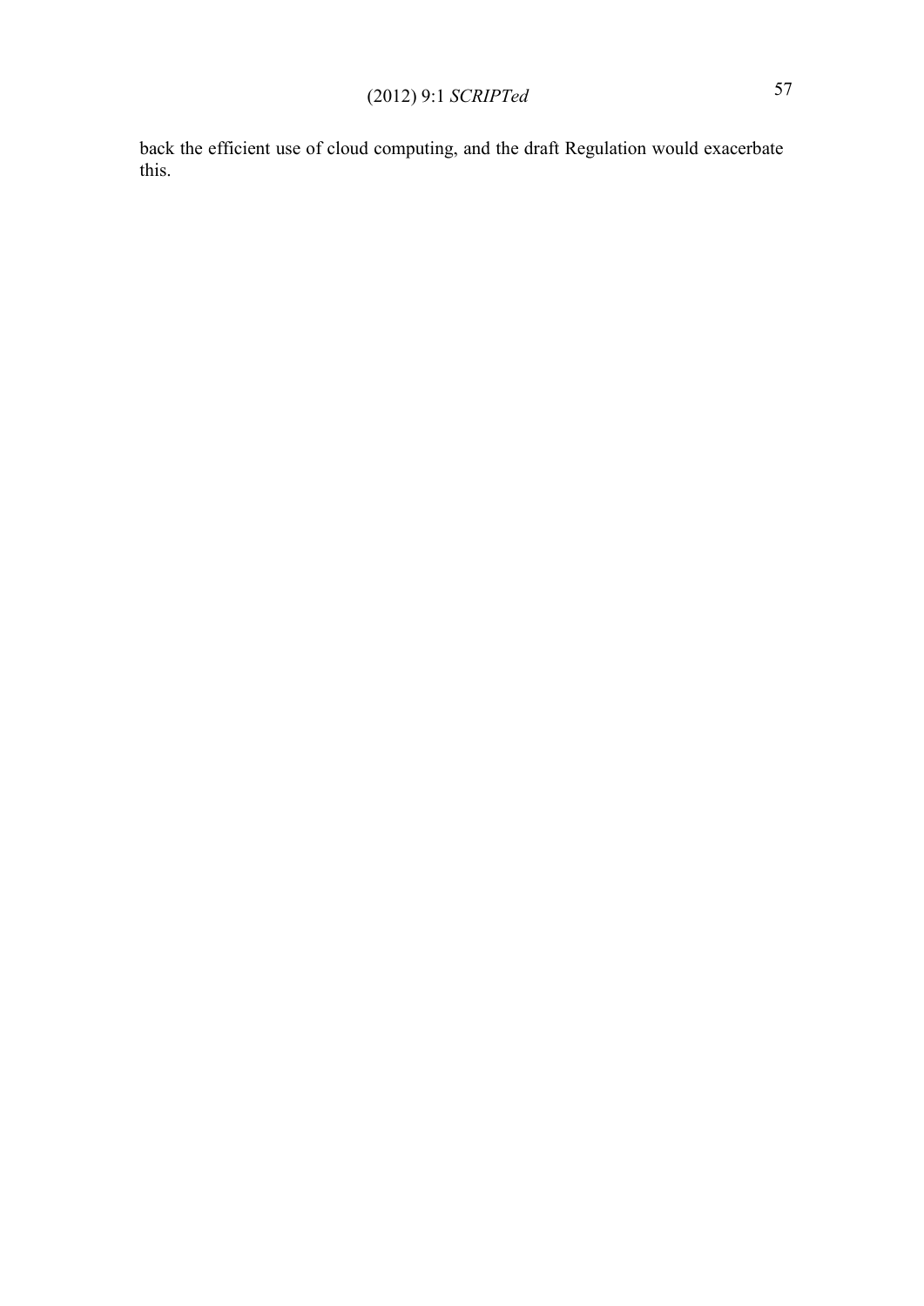back the efficient use of cloud computing, and the draft Regulation would exacerbate this.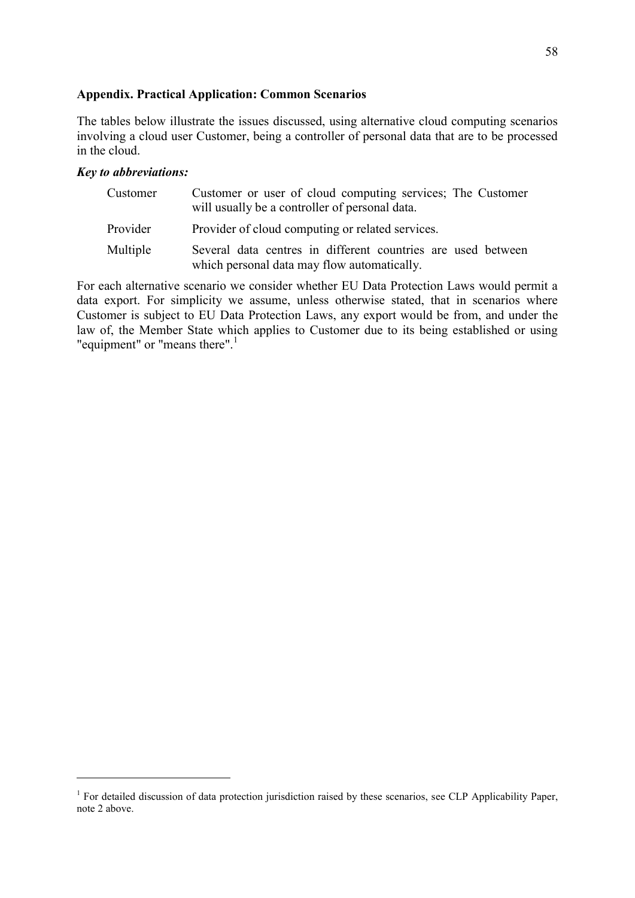**Appendix. Practical Application: Common Scenarios**

The tables below illustrate the issues discussed, using alternative cloud computing scenarios involving a cloud user Customer, being a controller of personal data that are to be processed in the cloud.

***Key to abbreviations:***

| | |
|---|---|
| Customer | Customer or user of cloud computing services; The Customer will usually be a controller of personal data. |
| Provider | Provider of cloud computing or related services. |
| Multiple | Several data centres in different countries are used between which personal data may flow automatically. |

For each alternative scenario we consider whether EU Data Protection Laws would permit a data export. For simplicity we assume, unless otherwise stated, that in scenarios where Customer is subject to EU Data Protection Laws, any export would be from, and under the law of, the Member State which applies to Customer due to its being established or using "equipment" or "means there".[1]

[1] For detailed discussion of data protection jurisdiction raised by these scenarios, see CLP Applicability Paper, note 2 above.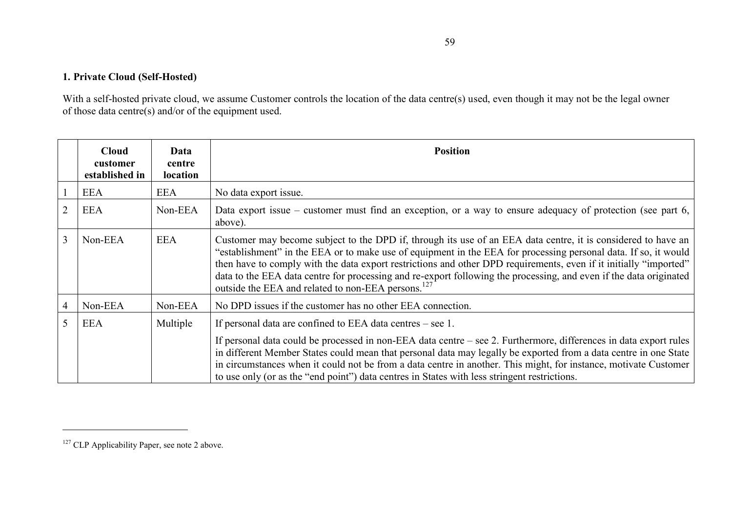**1. Private Cloud (Self-Hosted)**

With a self-hosted private cloud, we assume Customer controls the location of the data centre(s) used, even though it may not be the legal owner of those data centre(s) and/or of the equipment used.

| | Cloud customer established in | Data centre location | Position |
|---|---|---|---|
| 1 | EEA | EEA | No data export issue. |
| 2 | EEA | Non-EEA | Data export issue – customer must find an exception, or a way to ensure adequacy of protection (see part 6, above). |
| 3 | Non-EEA | EEA | Customer may become subject to the DPD if, through its use of an EEA data centre, it is considered to have an "establishment" in the EEA or to make use of equipment in the EEA for processing personal data. If so, it would then have to comply with the data export restrictions and other DPD requirements, even if it initially "imported" data to the EEA data centre for processing and re-export following the processing, and even if the data originated outside the EEA and related to non-EEA persons.[127] |
| 4 | Non-EEA | Non-EEA | No DPD issues if the customer has no other EEA connection. |
| 5 | EEA | Multiple | If personal data are confined to EEA data centres – see 1.<br><br>If personal data could be processed in non-EEA data centre – see 2. Furthermore, differences in data export rules in different Member States could mean that personal data may legally be exported from a data centre in one State in circumstances when it could not be from a data centre in another. This might, for instance, motivate Customer to use only (or as the "end point") data centres in States with less stringent restrictions. |

[127] CLP Applicability Paper, see note 2 above.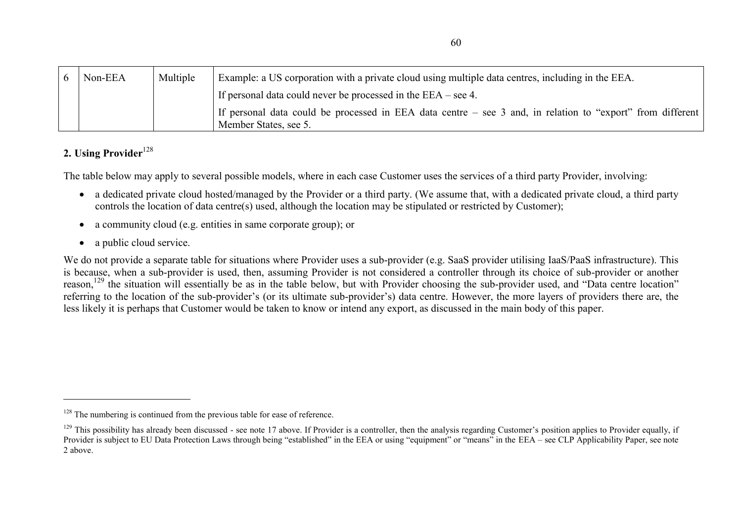| 6 | Non-EEA | Multiple | Example: a US corporation with a private cloud using multiple data centres, including in the EEA.<br>If personal data could never be processed in the EEA – see 4.<br>If personal data could be processed in EEA data centre – see 3 and, in relation to "export" from different Member States, see 5. |
|---|---|---|---|

## 2. Using Provider[128]

The table below may apply to several possible models, where in each case Customer uses the services of a third party Provider, involving:

- a dedicated private cloud hosted/managed by the Provider or a third party. (We assume that, with a dedicated private cloud, a third party controls the location of data centre(s) used, although the location may be stipulated or restricted by Customer);
- a community cloud (e.g. entities in same corporate group); or
- a public cloud service.

We do not provide a separate table for situations where Provider uses a sub-provider (e.g. SaaS provider utilising IaaS/PaaS infrastructure). This is because, when a sub-provider is used, then, assuming Provider is not considered a controller through its choice of sub-provider or another reason,[129] the situation will essentially be as in the table below, but with Provider choosing the sub-provider used, and "Data centre location" referring to the location of the sub-provider's (or its ultimate sub-provider's) data centre. However, the more layers of providers there are, the less likely it is perhaps that Customer would be taken to know or intend any export, as discussed in the main body of this paper.

---

[128] The numbering is continued from the previous table for ease of reference.

[129] This possibility has already been discussed - see note 17 above. If Provider is a controller, then the analysis regarding Customer's position applies to Provider equally, if Provider is subject to EU Data Protection Laws through being "established" in the EEA or using "equipment" or "means" in the EEA – see CLP Applicability Paper, see note 2 above.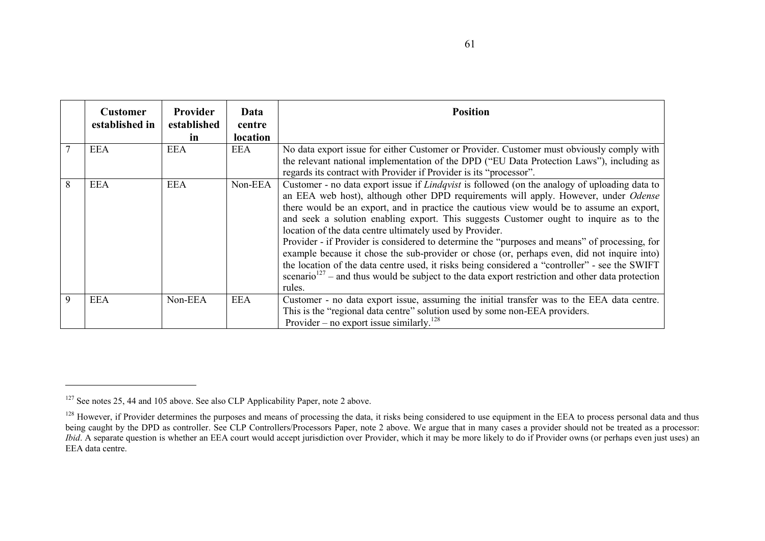| | Customer established in | Provider established in | Data centre location | Position |
|---|---|---|---|---|
| 7 | EEA | EEA | EEA | No data export issue for either Customer or Provider. Customer must obviously comply with the relevant national implementation of the DPD ("EU Data Protection Laws"), including as regards its contract with Provider if Provider is its "processor". |
| 8 | EEA | EEA | Non-EEA | Customer - no data export issue if *Lindqvist* is followed (on the analogy of uploading data to an EEA web host), although other DPD requirements will apply. However, under *Odense* there would be an export, and in practice the cautious view would be to assume an export, and seek a solution enabling export. This suggests Customer ought to inquire as to the location of the data centre ultimately used by Provider. Provider - if Provider is considered to determine the "purposes and means" of processing, for example because it chose the sub-provider or chose (or, perhaps even, did not inquire into) the location of the data centre used, it risks being considered a "controller" - see the SWIFT scenario[127] – and thus would be subject to the data export restriction and other data protection rules. |
| 9 | EEA | Non-EEA | EEA | Customer - no data export issue, assuming the initial transfer was to the EEA data centre. This is the "regional data centre" solution used by some non-EEA providers. Provider – no export issue similarly.[128] |

[127] See notes 25, 44 and 105 above. See also CLP Applicability Paper, note 2 above.

[128] However, if Provider determines the purposes and means of processing the data, it risks being considered to use equipment in the EEA to process personal data and thus being caught by the DPD as controller. See CLP Controllers/Processors Paper, note 2 above. We argue that in many cases a provider should not be treated as a processor: *Ibid*. A separate question is whether an EEA court would accept jurisdiction over Provider, which it may be more likely to do if Provider owns (or perhaps even just uses) an EEA data centre.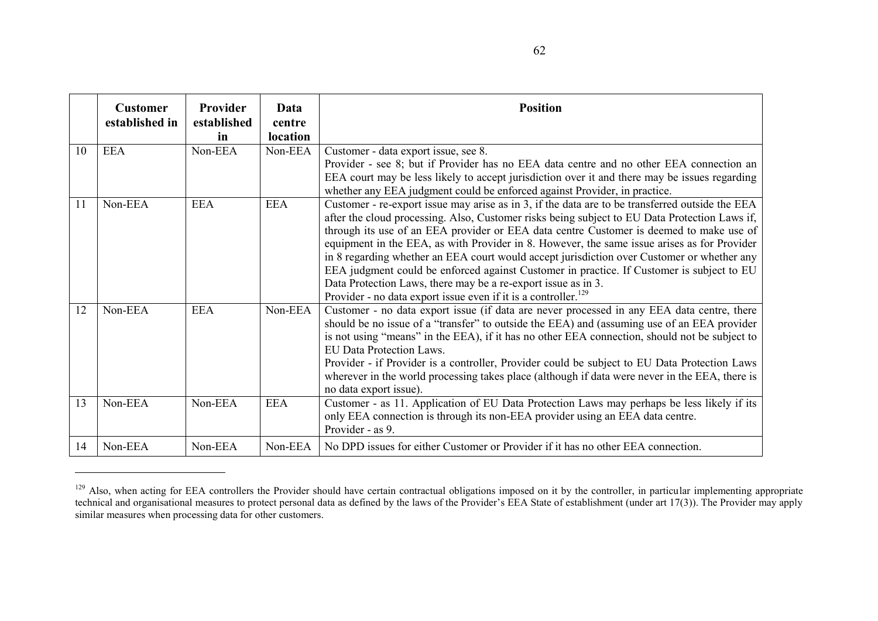| | Customer established in | Provider established in | Data centre location | Position |
|---|---|---|---|---|
| 10 | EEA | Non-EEA | Non-EEA | Customer - data export issue, see 8.<br>Provider - see 8; but if Provider has no EEA data centre and no other EEA connection an EEA court may be less likely to accept jurisdiction over it and there may be issues regarding whether any EEA judgment could be enforced against Provider, in practice. |
| 11 | Non-EEA | EEA | EEA | Customer - re-export issue may arise as in 3, if the data are to be transferred outside the EEA after the cloud processing. Also, Customer risks being subject to EU Data Protection Laws if, through its use of an EEA provider or EEA data centre Customer is deemed to make use of equipment in the EEA, as with Provider in 8. However, the same issue arises as for Provider in 8 regarding whether an EEA court would accept jurisdiction over Customer or whether any EEA judgment could be enforced against Customer in practice. If Customer is subject to EU Data Protection Laws, there may be a re-export issue as in 3.<br>Provider - no data export issue even if it is a controller.[129] |
| 12 | Non-EEA | EEA | Non-EEA | Customer - no data export issue (if data are never processed in any EEA data centre, there should be no issue of a "transfer" to outside the EEA) and (assuming use of an EEA provider is not using "means" in the EEA), if it has no other EEA connection, should not be subject to EU Data Protection Laws.<br>Provider - if Provider is a controller, Provider could be subject to EU Data Protection Laws wherever in the world processing takes place (although if data were never in the EEA, there is no data export issue). |
| 13 | Non-EEA | Non-EEA | EEA | Customer - as 11. Application of EU Data Protection Laws may perhaps be less likely if its only EEA connection is through its non-EEA provider using an EEA data centre.<br>Provider - as 9. |
| 14 | Non-EEA | Non-EEA | Non-EEA | No DPD issues for either Customer or Provider if it has no other EEA connection. |

[129] Also, when acting for EEA controllers the Provider should have certain contractual obligations imposed on it by the controller, in particular implementing appropriate technical and organisational measures to protect personal data as defined by the laws of the Provider's EEA State of establishment (under art 17(3)). The Provider may apply similar measures when processing data for other customers.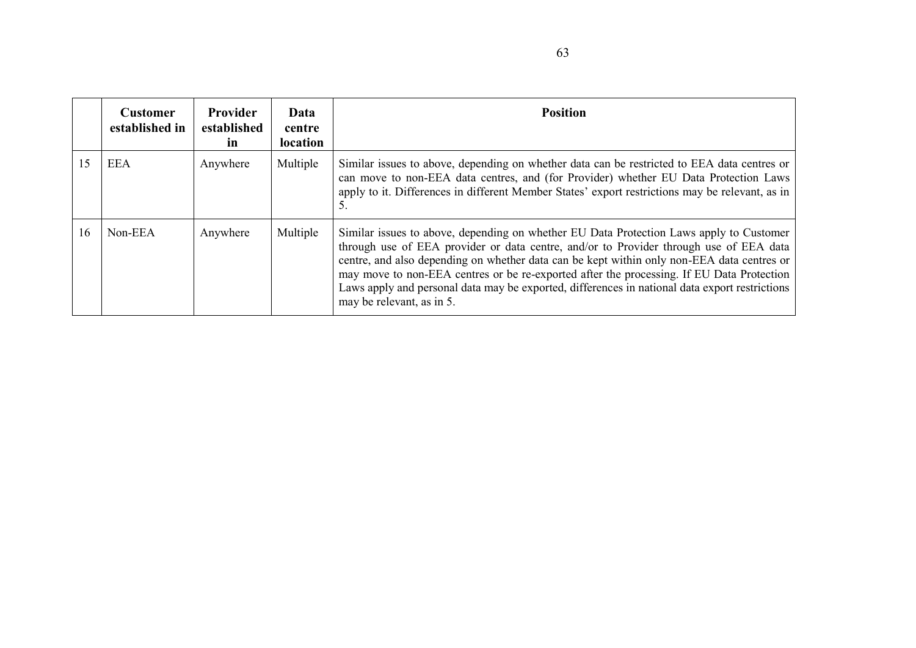| | Customer established in | Provider established in | Data centre location | Position |
|---|---|---|---|---|
| 15 | EEA | Anywhere | Multiple | Similar issues to above, depending on whether data can be restricted to EEA data centres or can move to non-EEA data centres, and (for Provider) whether EU Data Protection Laws apply to it. Differences in different Member States' export restrictions may be relevant, as in 5. |
| 16 | Non-EEA | Anywhere | Multiple | Similar issues to above, depending on whether EU Data Protection Laws apply to Customer through use of EEA provider or data centre, and/or to Provider through use of EEA data centre, and also depending on whether data can be kept within only non-EEA data centres or may move to non-EEA centres or be re-exported after the processing. If EU Data Protection Laws apply and personal data may be exported, differences in national data export restrictions may be relevant, as in 5. |